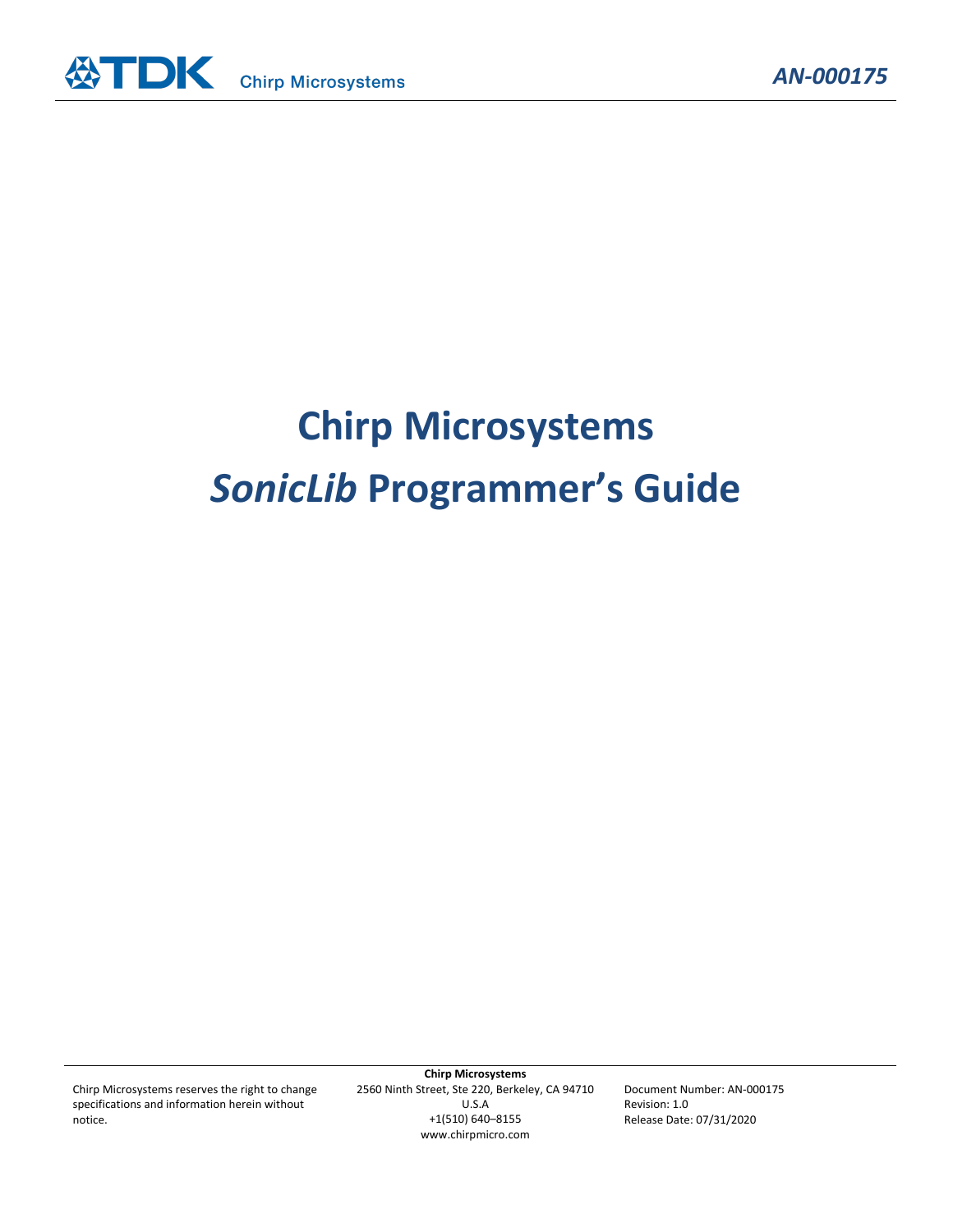# Chirp Microsystems

# *SonicLib* Programmer's Guide

Chirp Microsystems reserves the right to change specifications and information herein without notice.

**Chirp Microsystems**
2560 Ninth Street, Ste 220, Berkeley, CA 94710
U.S.A
+1(510) 640–8155
www.chirpmicro.com

Document Number: AN-000175
Revision: 1.0
Release Date: 07/31/2020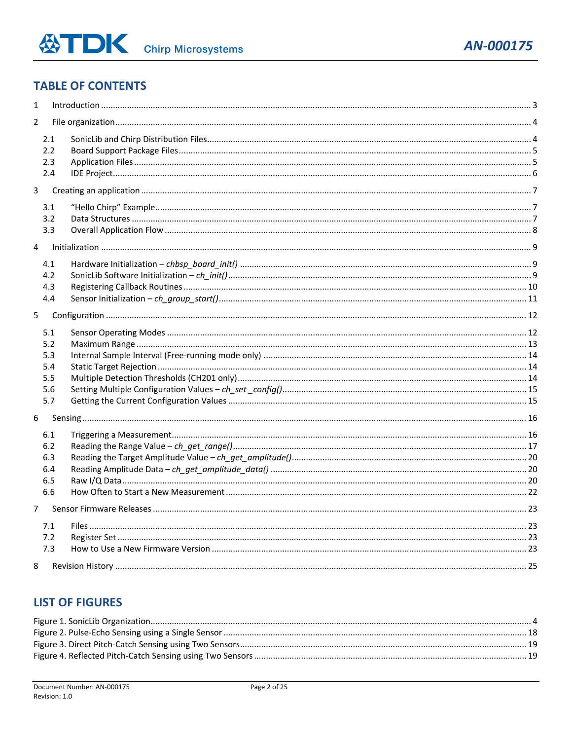## TABLE OF CONTENTS

1 Introduction ........................................................................................................................................ 3

2 File organization ................................................................................................................................. 4

2.1 SonicLib and Chirp Distribution Files ............................................................................................. 4

2.2 Board Support Package Files .......................................................................................................... 5

2.3 Application Files ............................................................................................................................. 5

2.4 IDE Project ...................................................................................................................................... 6

3 Creating an application ...................................................................................................................... 7

3.1 "Hello Chirp" Example .................................................................................................................... 7

3.2 Data Structures .............................................................................................................................. 7

3.3 Overall Application Flow ................................................................................................................ 8

4 Initialization ........................................................................................................................................ 9

4.1 Hardware Initialization – *chbsp_board_init()* ............................................................................... 9

4.2 SonicLib Software Initialization – *ch_init()* ................................................................................... 9

4.3 Registering Callback Routines ....................................................................................................... 10

4.4 Sensor Initialization – *ch_group_start()* ...................................................................................... 11

5 Configuration .................................................................................................................................... 12

5.1 Sensor Operating Modes .............................................................................................................. 12

5.2 Maximum Range ........................................................................................................................... 13

5.3 Internal Sample Interval (Free-running mode only) ...................................................................... 14

5.4 Static Target Rejection .................................................................................................................. 14

5.5 Multiple Detection Thresholds (CH201 only) ................................................................................ 14

5.6 Setting Multiple Configuration Values – *ch_set _config()* ........................................................... 15

5.7 Getting the Current Configuration Values .................................................................................... 15

6 Sensing .............................................................................................................................................. 16

6.1 Triggering a Measurement ............................................................................................................ 16

6.2 Reading the Range Value – *ch_get_range()* ................................................................................. 17

6.3 Reading the Target Amplitude Value – *ch_get_amplitude()* ........................................................ 20

6.4 Reading Amplitude Data – *ch_get_amplitude_data()* .................................................................. 20

6.5 Raw I/Q Data ................................................................................................................................. 20

6.6 How Often to Start a New Measurement ...................................................................................... 22

7 Sensor Firmware Releases ................................................................................................................. 23

7.1 Files ............................................................................................................................................... 23

7.2 Register Set ................................................................................................................................... 23

7.3 How to Use a New Firmware Version ........................................................................................... 23

8 Revision History ................................................................................................................................. 25

## LIST OF FIGURES

Figure 1. SonicLib Organization ................................................................................................................ 4

Figure 2. Pulse-Echo Sensing using a Single Sensor ................................................................................ 18

Figure 3. Direct Pitch-Catch Sensing using Two Sensors ......................................................................... 19

Figure 4. Reflected Pitch-Catch Sensing using Two Sensors .................................................................... 19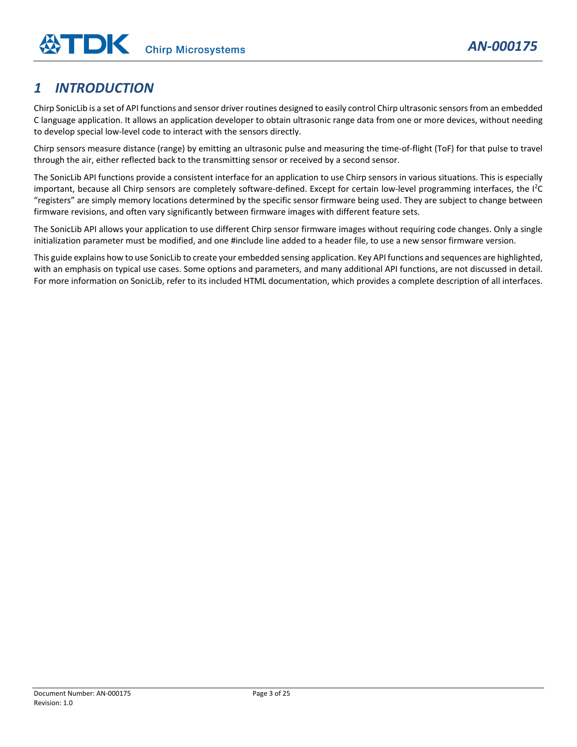# 1 INTRODUCTION

Chirp SonicLib is a set of API functions and sensor driver routines designed to easily control Chirp ultrasonic sensors from an embedded C language application. It allows an application developer to obtain ultrasonic range data from one or more devices, without needing to develop special low-level code to interact with the sensors directly.

Chirp sensors measure distance (range) by emitting an ultrasonic pulse and measuring the time-of-flight (ToF) for that pulse to travel through the air, either reflected back to the transmitting sensor or received by a second sensor.

The SonicLib API functions provide a consistent interface for an application to use Chirp sensors in various situations. This is especially important, because all Chirp sensors are completely software-defined. Except for certain low-level programming interfaces, the $I^2C$ "registers" are simply memory locations determined by the specific sensor firmware being used. They are subject to change between firmware revisions, and often vary significantly between firmware images with different feature sets.

The SonicLib API allows your application to use different Chirp sensor firmware images without requiring code changes. Only a single initialization parameter must be modified, and one #include line added to a header file, to use a new sensor firmware version.

This guide explains how to use SonicLib to create your embedded sensing application. Key API functions and sequences are highlighted, with an emphasis on typical use cases. Some options and parameters, and many additional API functions, are not discussed in detail. For more information on SonicLib, refer to its included HTML documentation, which provides a complete description of all interfaces.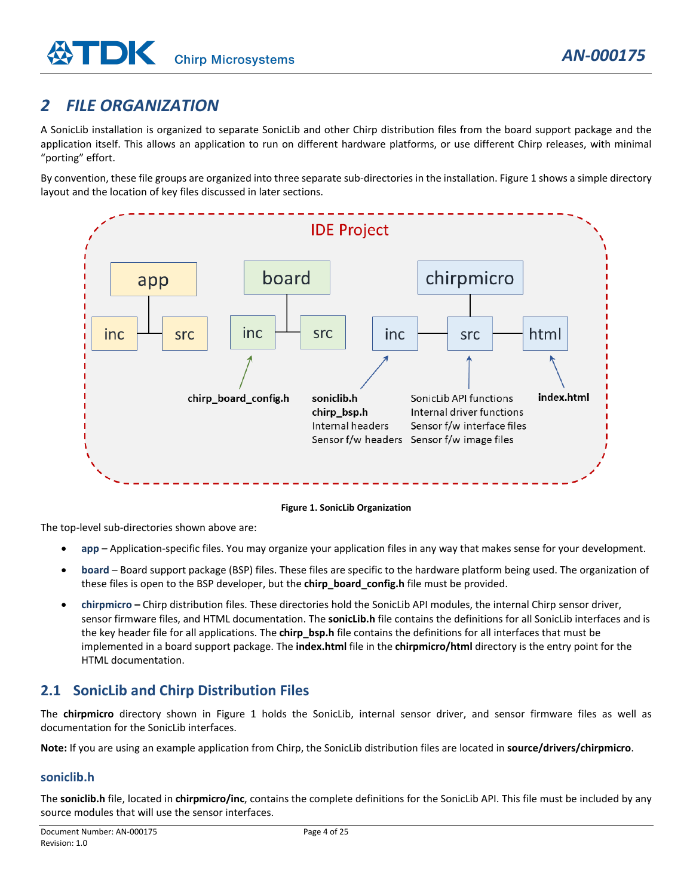## 2 FILE ORGANIZATION

A SonicLib installation is organized to separate SonicLib and other Chirp distribution files from the board support package and the application itself. This allows an application to run on different hardware platforms, or use different Chirp releases, with minimal "porting" effort.

By convention, these file groups are organized into three separate sub-directories in the installation. Figure 1 shows a simple directory layout and the location of key files discussed in later sections.

**Figure 1. SonicLib Organization**

The top-level sub-directories shown above are:

- **app** – Application-specific files. You may organize your application files in any way that makes sense for your development.
- **board** – Board support package (BSP) files. These files are specific to the hardware platform being used. The organization of these files is open to the BSP developer, but the **chirp_board_config.h** file must be provided.
- **chirpmicro –** Chirp distribution files. These directories hold the SonicLib API modules, the internal Chirp sensor driver, sensor firmware files, and HTML documentation. The **sonicLib.h** file contains the definitions for all SonicLib interfaces and is the key header file for all applications. The **chirp_bsp.h** file contains the definitions for all interfaces that must be implemented in a board support package. The **index.html** file in the **chirpmicro/html** directory is the entry point for the HTML documentation.

### 2.1 SonicLib and Chirp Distribution Files

The **chirpmicro** directory shown in Figure 1 holds the SonicLib, internal sensor driver, and sensor firmware files as well as documentation for the SonicLib interfaces.

**Note:** If you are using an example application from Chirp, the SonicLib distribution files are located in **source/drivers/chirpmicro**.

#### soniclib.h

The **soniclib.h** file, located in **chirpmicro/inc**, contains the complete definitions for the SonicLib API. This file must be included by any source modules that will use the sensor interfaces.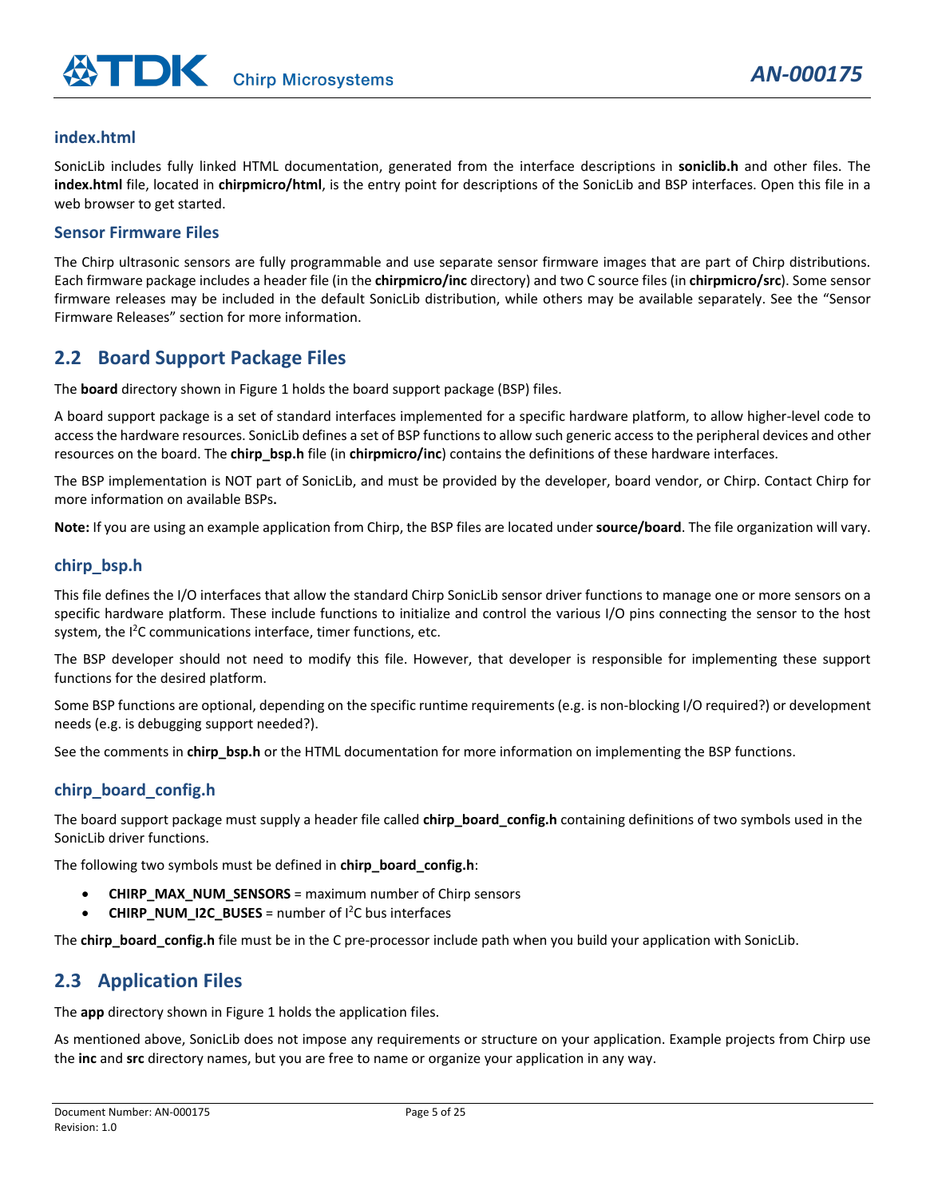### index.html

SonicLib includes fully linked HTML documentation, generated from the interface descriptions in **soniclib.h** and other files. The **index.html** file, located in **chirpmicro/html**, is the entry point for descriptions of the SonicLib and BSP interfaces. Open this file in a web browser to get started.

### Sensor Firmware Files

The Chirp ultrasonic sensors are fully programmable and use separate sensor firmware images that are part of Chirp distributions. Each firmware package includes a header file (in the **chirpmicro/inc** directory) and two C source files (in **chirpmicro/src**). Some sensor firmware releases may be included in the default SonicLib distribution, while others may be available separately. See the "Sensor Firmware Releases" section for more information.

## 2.2 Board Support Package Files

The **board** directory shown in Figure 1 holds the board support package (BSP) files.

A board support package is a set of standard interfaces implemented for a specific hardware platform, to allow higher-level code to access the hardware resources. SonicLib defines a set of BSP functions to allow such generic access to the peripheral devices and other resources on the board. The **chirp_bsp.h** file (in **chirpmicro/inc**) contains the definitions of these hardware interfaces.

The BSP implementation is NOT part of SonicLib, and must be provided by the developer, board vendor, or Chirp. Contact Chirp for more information on available BSPs**.**

**Note:** If you are using an example application from Chirp, the BSP files are located under **source/board**. The file organization will vary.

### chirp_bsp.h

This file defines the I/O interfaces that allow the standard Chirp SonicLib sensor driver functions to manage one or more sensors on a specific hardware platform. These include functions to initialize and control the various I/O pins connecting the sensor to the host system, the I$^2$C communications interface, timer functions, etc.

The BSP developer should not need to modify this file. However, that developer is responsible for implementing these support functions for the desired platform.

Some BSP functions are optional, depending on the specific runtime requirements (e.g. is non-blocking I/O required?) or development needs (e.g. is debugging support needed?).

See the comments in **chirp_bsp.h** or the HTML documentation for more information on implementing the BSP functions.

### chirp_board_config.h

The board support package must supply a header file called **chirp_board_config.h** containing definitions of two symbols used in the SonicLib driver functions.

The following two symbols must be defined in **chirp_board_config.h**:

- **CHIRP_MAX_NUM_SENSORS** = maximum number of Chirp sensors
- **CHIRP_NUM_I2C_BUSES** = number of I$^2$C bus interfaces

The **chirp_board_config.h** file must be in the C pre-processor include path when you build your application with SonicLib.

## 2.3 Application Files

The **app** directory shown in Figure 1 holds the application files.

As mentioned above, SonicLib does not impose any requirements or structure on your application. Example projects from Chirp use the **inc** and **src** directory names, but you are free to name or organize your application in any way.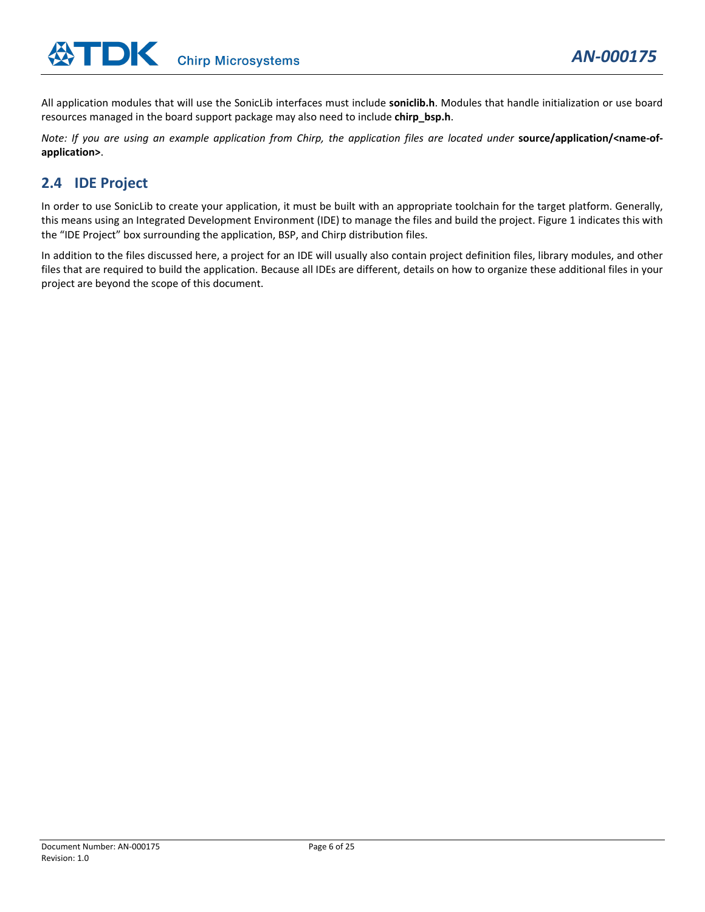All application modules that will use the SonicLib interfaces must include **soniclib.h**. Modules that handle initialization or use board resources managed in the board support package may also need to include **chirp_bsp.h**.

*Note: If you are using an example application from Chirp, the application files are located under* **source/application/<name-of-application>**.

## 2.4 IDE Project

In order to use SonicLib to create your application, it must be built with an appropriate toolchain for the target platform. Generally, this means using an Integrated Development Environment (IDE) to manage the files and build the project. Figure 1 indicates this with the "IDE Project" box surrounding the application, BSP, and Chirp distribution files.

In addition to the files discussed here, a project for an IDE will usually also contain project definition files, library modules, and other files that are required to build the application. Because all IDEs are different, details on how to organize these additional files in your project are beyond the scope of this document.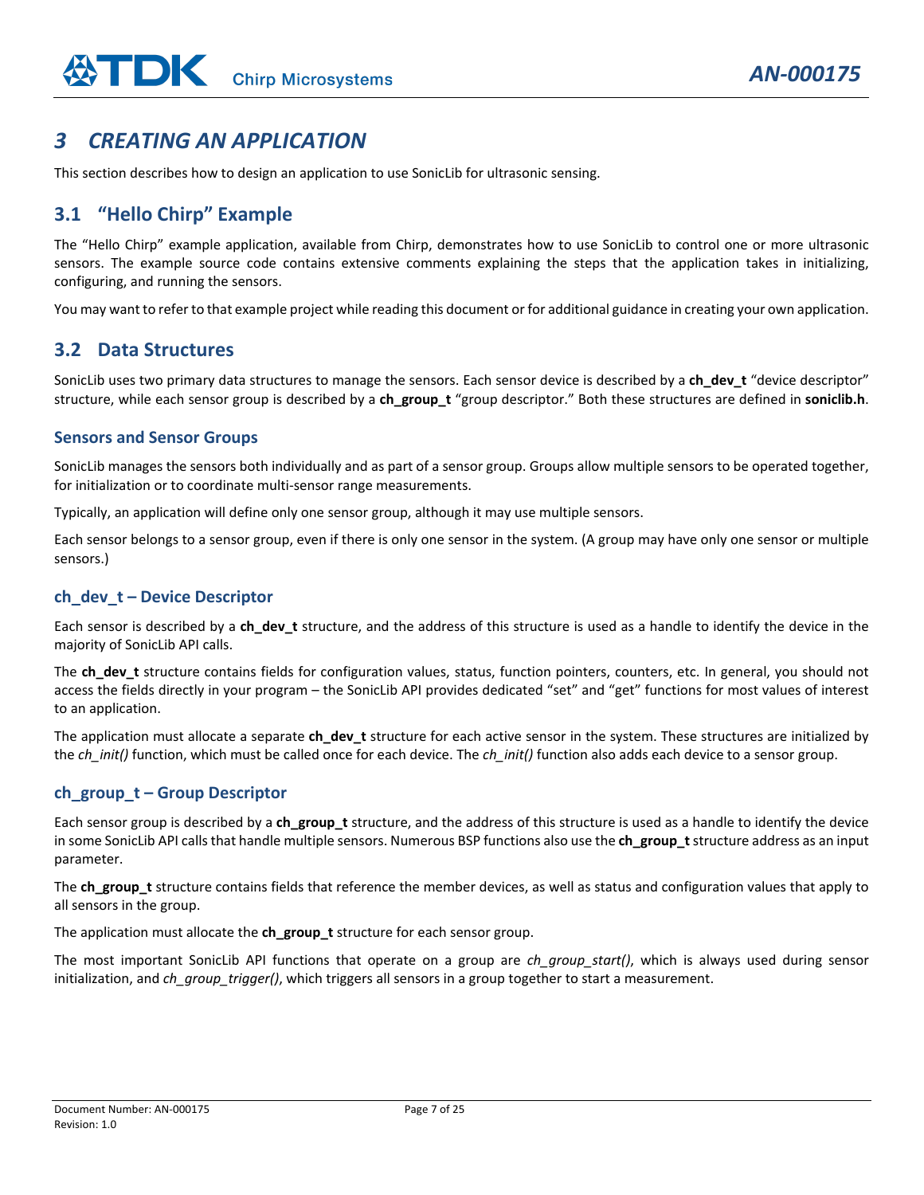# 3 CREATING AN APPLICATION

This section describes how to design an application to use SonicLib for ultrasonic sensing.

## 3.1 "Hello Chirp" Example

The "Hello Chirp" example application, available from Chirp, demonstrates how to use SonicLib to control one or more ultrasonic sensors. The example source code contains extensive comments explaining the steps that the application takes in initializing, configuring, and running the sensors.

You may want to refer to that example project while reading this document or for additional guidance in creating your own application.

## 3.2 Data Structures

SonicLib uses two primary data structures to manage the sensors. Each sensor device is described by a **ch_dev_t** "device descriptor" structure, while each sensor group is described by a **ch_group_t** "group descriptor." Both these structures are defined in **soniclib.h**.

### Sensors and Sensor Groups

SonicLib manages the sensors both individually and as part of a sensor group. Groups allow multiple sensors to be operated together, for initialization or to coordinate multi-sensor range measurements.

Typically, an application will define only one sensor group, although it may use multiple sensors.

Each sensor belongs to a sensor group, even if there is only one sensor in the system. (A group may have only one sensor or multiple sensors.)

### ch_dev_t – Device Descriptor

Each sensor is described by a **ch_dev_t** structure, and the address of this structure is used as a handle to identify the device in the majority of SonicLib API calls.

The **ch_dev_t** structure contains fields for configuration values, status, function pointers, counters, etc. In general, you should not access the fields directly in your program – the SonicLib API provides dedicated "set" and "get" functions for most values of interest to an application.

The application must allocate a separate **ch_dev_t** structure for each active sensor in the system. These structures are initialized by the *ch_init()* function, which must be called once for each device. The *ch_init()* function also adds each device to a sensor group.

### ch_group_t – Group Descriptor

Each sensor group is described by a **ch_group_t** structure, and the address of this structure is used as a handle to identify the device in some SonicLib API calls that handle multiple sensors. Numerous BSP functions also use the **ch_group_t** structure address as an input parameter.

The **ch_group_t** structure contains fields that reference the member devices, as well as status and configuration values that apply to all sensors in the group.

The application must allocate the **ch_group_t** structure for each sensor group.

The most important SonicLib API functions that operate on a group are *ch_group_start()*, which is always used during sensor initialization, and *ch_group_trigger()*, which triggers all sensors in a group together to start a measurement.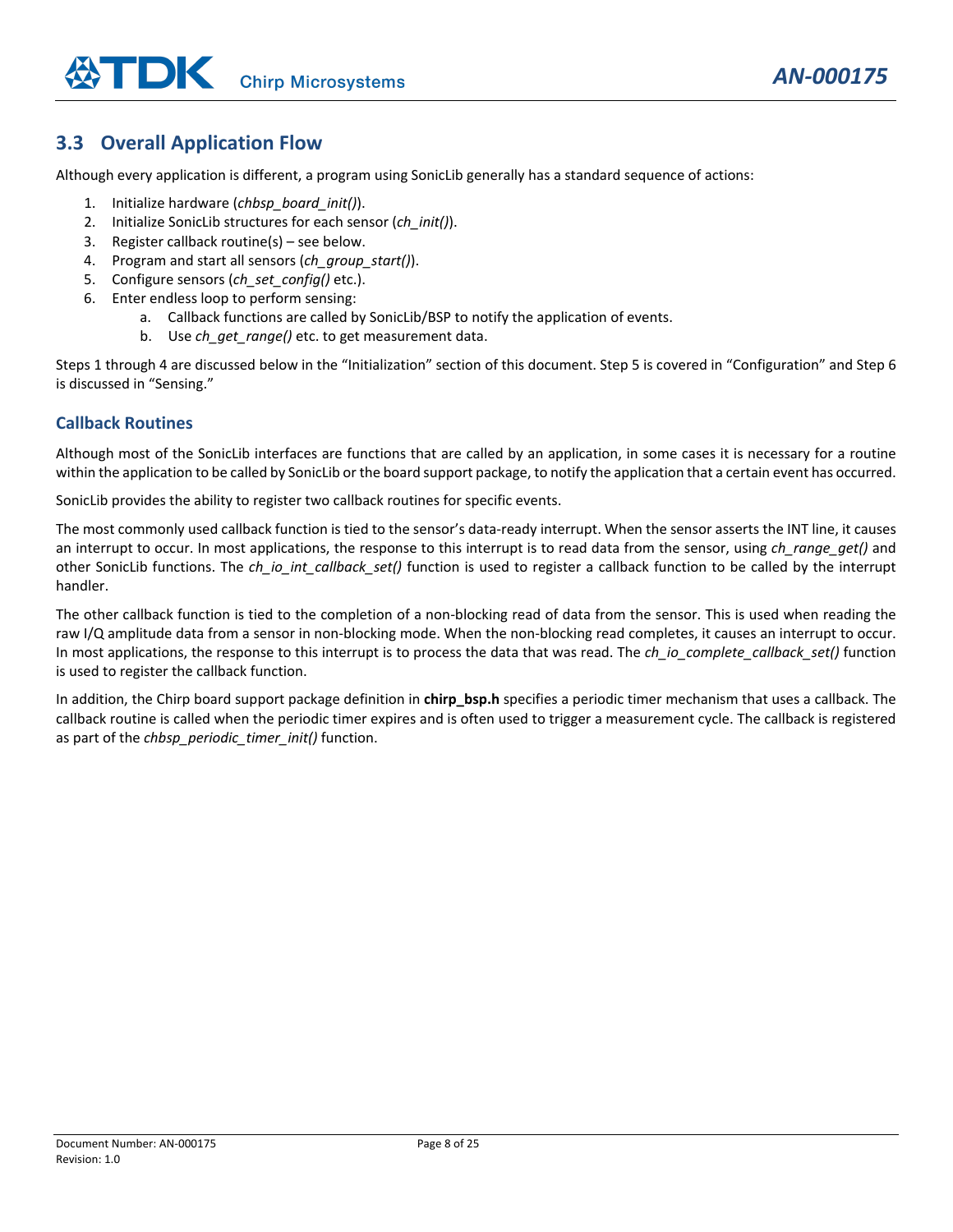## 3.3 Overall Application Flow

Although every application is different, a program using SonicLib generally has a standard sequence of actions:

1. Initialize hardware (*chbsp_board_init()*).
2. Initialize SonicLib structures for each sensor (*ch_init()*).
3. Register callback routine(s) – see below.
4. Program and start all sensors (*ch_group_start()*).
5. Configure sensors (*ch_set_config()* etc.).
6. Enter endless loop to perform sensing:
    a. Callback functions are called by SonicLib/BSP to notify the application of events.
    b. Use *ch_get_range()* etc. to get measurement data.

Steps 1 through 4 are discussed below in the "Initialization" section of this document. Step 5 is covered in "Configuration" and Step 6 is discussed in "Sensing."

### Callback Routines

Although most of the SonicLib interfaces are functions that are called by an application, in some cases it is necessary for a routine within the application to be called by SonicLib or the board support package, to notify the application that a certain event has occurred.

SonicLib provides the ability to register two callback routines for specific events.

The most commonly used callback function is tied to the sensor's data-ready interrupt. When the sensor asserts the INT line, it causes an interrupt to occur. In most applications, the response to this interrupt is to read data from the sensor, using *ch_range_get()* and other SonicLib functions. The *ch_io_int_callback_set()* function is used to register a callback function to be called by the interrupt handler.

The other callback function is tied to the completion of a non-blocking read of data from the sensor. This is used when reading the raw I/Q amplitude data from a sensor in non-blocking mode. When the non-blocking read completes, it causes an interrupt to occur. In most applications, the response to this interrupt is to process the data that was read. The *ch_io_complete_callback_set()* function is used to register the callback function.

In addition, the Chirp board support package definition in **chirp_bsp.h** specifies a periodic timer mechanism that uses a callback. The callback routine is called when the periodic timer expires and is often used to trigger a measurement cycle. The callback is registered as part of the *chbsp_periodic_timer_init()* function.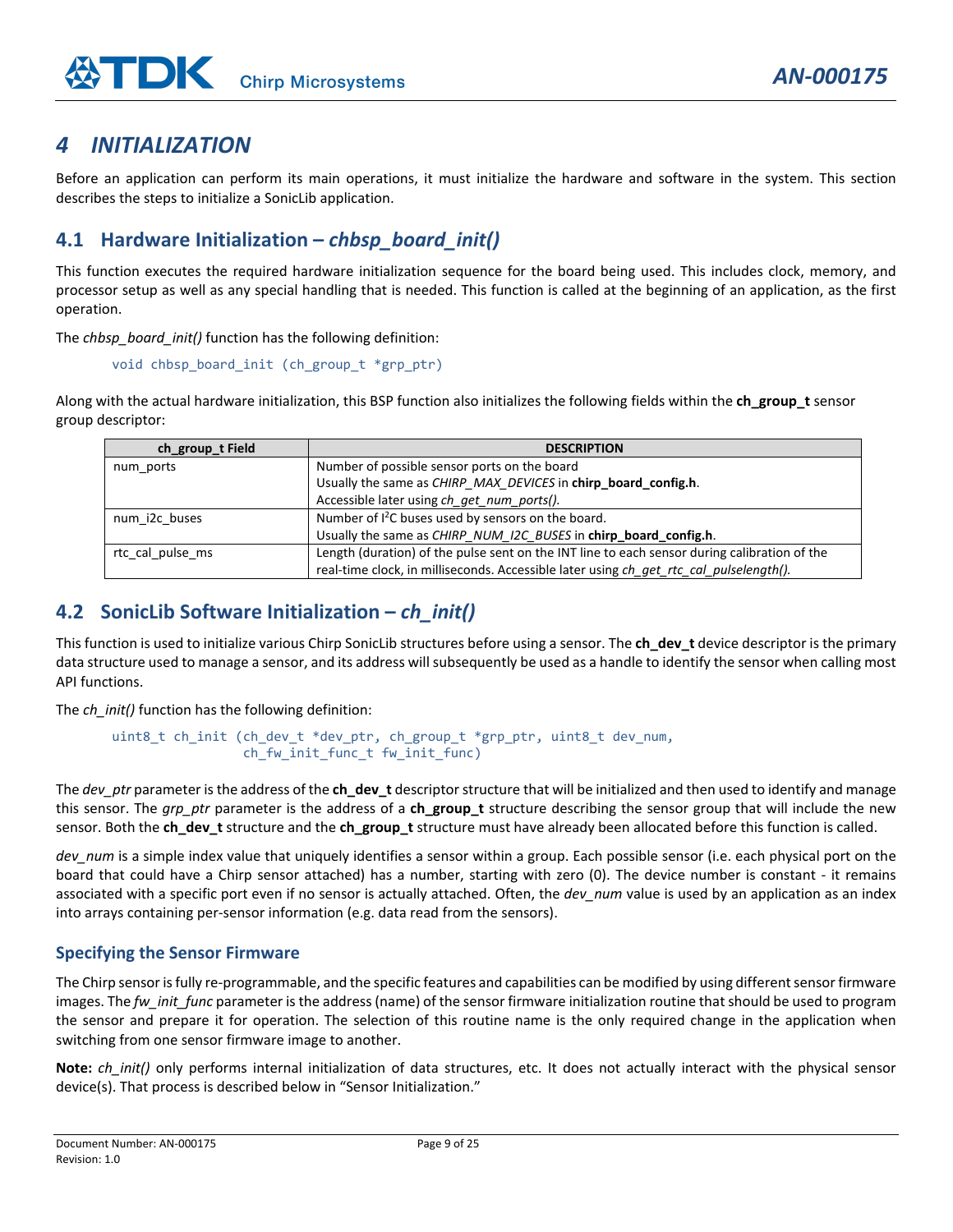# 4 INITIALIZATION

Before an application can perform its main operations, it must initialize the hardware and software in the system. This section describes the steps to initialize a SonicLib application.

## 4.1 Hardware Initialization – *chbsp_board_init()*

This function executes the required hardware initialization sequence for the board being used. This includes clock, memory, and processor setup as well as any special handling that is needed. This function is called at the beginning of an application, as the first operation.

The *chbsp_board_init()* function has the following definition:

```
void chbsp_board_init (ch_group_t *grp_ptr)
```

Along with the actual hardware initialization, this BSP function also initializes the following fields within the **ch_group_t** sensor group descriptor:

| ch_group_t Field | DESCRIPTION |
|---|---|
| num_ports | Number of possible sensor ports on the board<br>Usually the same as *CHIRP_MAX_DEVICES* in **chirp_board_config.h**.<br>Accessible later using *ch_get_num_ports()*. |
| num_i2c_buses | Number of I$^2$C buses used by sensors on the board.<br>Usually the same as *CHIRP_NUM_I2C_BUSES* in **chirp_board_config.h**. |
| rtc_cal_pulse_ms | Length (duration) of the pulse sent on the INT line to each sensor during calibration of the real-time clock, in milliseconds. Accessible later using *ch_get_rtc_cal_pulselength()*. |

## 4.2 SonicLib Software Initialization – *ch_init()*

This function is used to initialize various Chirp SonicLib structures before using a sensor. The **ch_dev_t** device descriptor is the primary data structure used to manage a sensor, and its address will subsequently be used as a handle to identify the sensor when calling most API functions.

The *ch_init()* function has the following definition:

```
uint8_t ch_init (ch_dev_t *dev_ptr, ch_group_t *grp_ptr, uint8_t dev_num,
                 ch_fw_init_func_t fw_init_func)
```

The *dev_ptr* parameter is the address of the **ch_dev_t** descriptor structure that will be initialized and then used to identify and manage this sensor. The *grp_ptr* parameter is the address of a **ch_group_t** structure describing the sensor group that will include the new sensor. Both the **ch_dev_t** structure and the **ch_group_t** structure must have already been allocated before this function is called.

*dev_num* is a simple index value that uniquely identifies a sensor within a group. Each possible sensor (i.e. each physical port on the board that could have a Chirp sensor attached) has a number, starting with zero (0). The device number is constant - it remains associated with a specific port even if no sensor is actually attached. Often, the *dev_num* value is used by an application as an index into arrays containing per-sensor information (e.g. data read from the sensors).

### Specifying the Sensor Firmware

The Chirp sensor is fully re-programmable, and the specific features and capabilities can be modified by using different sensor firmware images. The *fw_init_func* parameter is the address (name) of the sensor firmware initialization routine that should be used to program the sensor and prepare it for operation. The selection of this routine name is the only required change in the application when switching from one sensor firmware image to another.

**Note:** *ch_init()* only performs internal initialization of data structures, etc. It does not actually interact with the physical sensor device(s). That process is described below in "Sensor Initialization."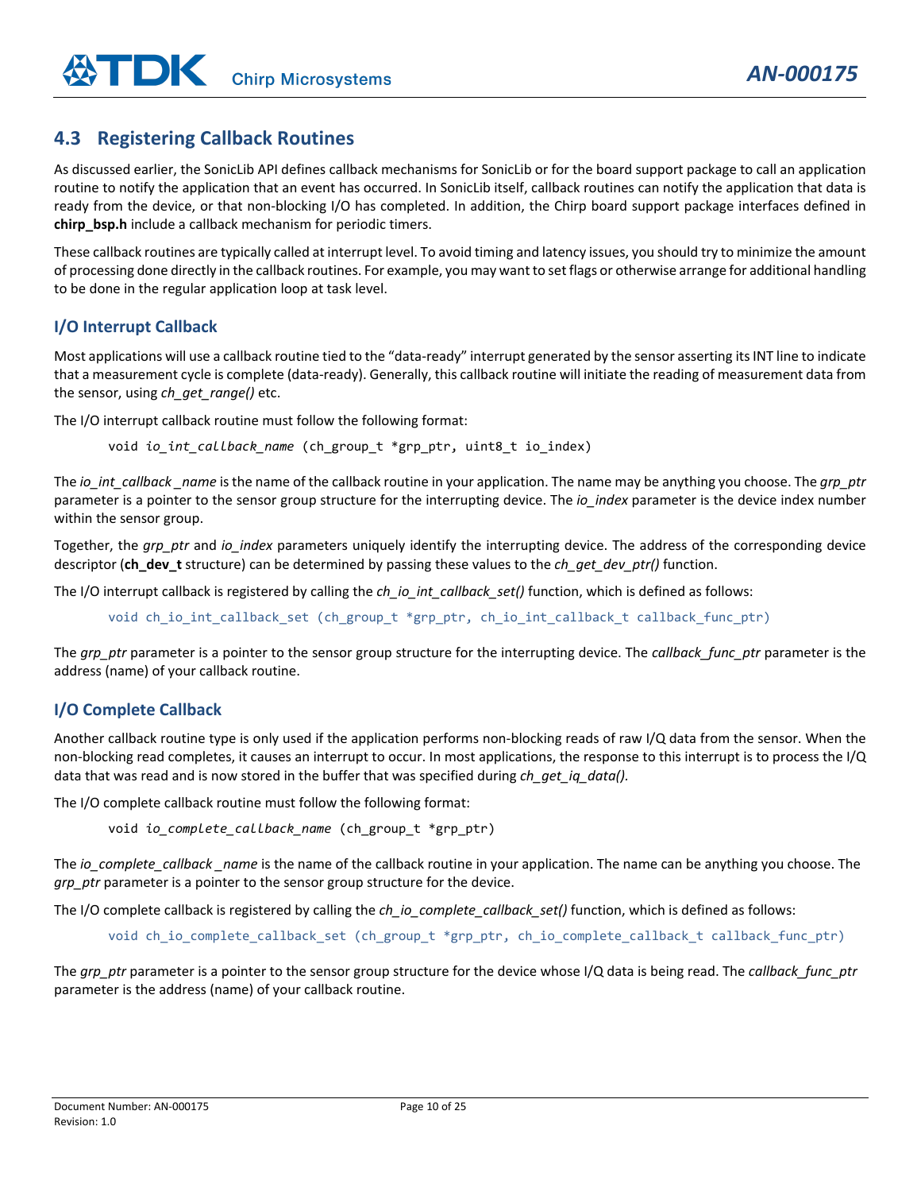## 4.3 Registering Callback Routines

As discussed earlier, the SonicLib API defines callback mechanisms for SonicLib or for the board support package to call an application routine to notify the application that an event has occurred. In SonicLib itself, callback routines can notify the application that data is ready from the device, or that non-blocking I/O has completed. In addition, the Chirp board support package interfaces defined in **chirp_bsp.h** include a callback mechanism for periodic timers.

These callback routines are typically called at interrupt level. To avoid timing and latency issues, you should try to minimize the amount of processing done directly in the callback routines. For example, you may want to set flags or otherwise arrange for additional handling to be done in the regular application loop at task level.

### I/O Interrupt Callback

Most applications will use a callback routine tied to the "data-ready" interrupt generated by the sensor asserting its INT line to indicate that a measurement cycle is complete (data-ready). Generally, this callback routine will initiate the reading of measurement data from the sensor, using *ch_get_range()* etc.

The I/O interrupt callback routine must follow the following format:

```
void io_int_callback_name (ch_group_t *grp_ptr, uint8_t io_index)
```

The *io_int_callback _name* is the name of the callback routine in your application. The name may be anything you choose. The *grp_ptr* parameter is a pointer to the sensor group structure for the interrupting device. The *io_index* parameter is the device index number within the sensor group.

Together, the *grp_ptr* and *io_index* parameters uniquely identify the interrupting device. The address of the corresponding device descriptor (**ch_dev_t** structure) can be determined by passing these values to the *ch_get_dev_ptr()* function.

The I/O interrupt callback is registered by calling the *ch_io_int_callback_set()* function, which is defined as follows:

```
void ch_io_int_callback_set (ch_group_t *grp_ptr, ch_io_int_callback_t callback_func_ptr)
```

The *grp_ptr* parameter is a pointer to the sensor group structure for the interrupting device. The *callback_func_ptr* parameter is the address (name) of your callback routine.

### I/O Complete Callback

Another callback routine type is only used if the application performs non-blocking reads of raw I/Q data from the sensor. When the non-blocking read completes, it causes an interrupt to occur. In most applications, the response to this interrupt is to process the I/Q data that was read and is now stored in the buffer that was specified during *ch_get_iq_data()*.

The I/O complete callback routine must follow the following format:

```
void io_complete_callback_name (ch_group_t *grp_ptr)
```

The *io_complete_callback _name* is the name of the callback routine in your application. The name can be anything you choose. The *grp_ptr* parameter is a pointer to the sensor group structure for the device.

The I/O complete callback is registered by calling the *ch_io_complete_callback_set()* function, which is defined as follows:

```
void ch_io_complete_callback_set (ch_group_t *grp_ptr, ch_io_complete_callback_t callback_func_ptr)
```

The *grp_ptr* parameter is a pointer to the sensor group structure for the device whose I/Q data is being read. The *callback_func_ptr* parameter is the address (name) of your callback routine.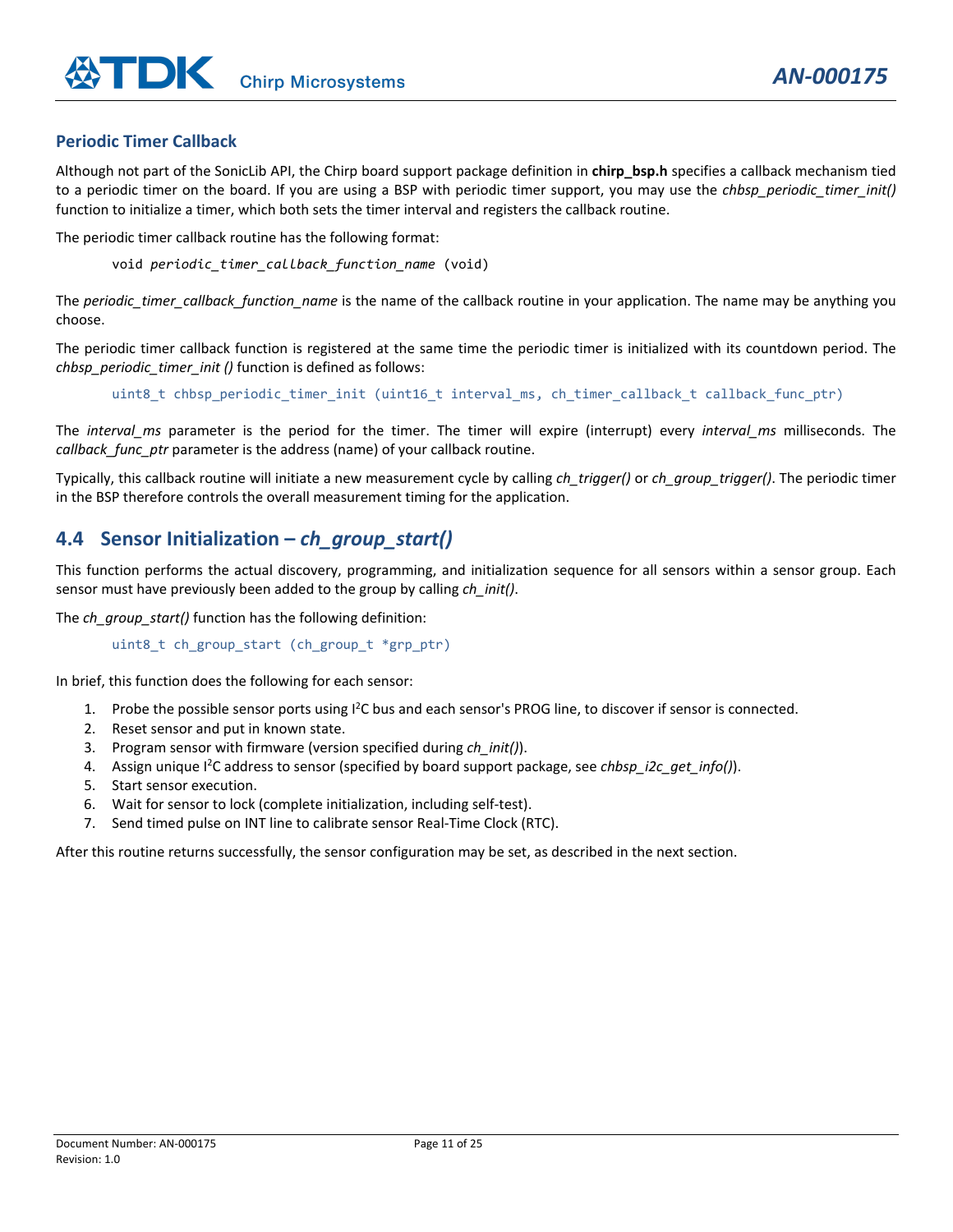### Periodic Timer Callback

Although not part of the SonicLib API, the Chirp board support package definition in **chirp_bsp.h** specifies a callback mechanism tied to a periodic timer on the board. If you are using a BSP with periodic timer support, you may use the *chbsp_periodic_timer_init()* function to initialize a timer, which both sets the timer interval and registers the callback routine.

The periodic timer callback routine has the following format:

```
void periodic_timer_callback_function_name (void)
```

The *periodic_timer_callback_function_name* is the name of the callback routine in your application. The name may be anything you choose.

The periodic timer callback function is registered at the same time the periodic timer is initialized with its countdown period. The *chbsp_periodic_timer_init ()* function is defined as follows:

```
uint8_t chbsp_periodic_timer_init (uint16_t interval_ms, ch_timer_callback_t callback_func_ptr)
```

The *interval_ms* parameter is the period for the timer. The timer will expire (interrupt) every *interval_ms* milliseconds. The *callback_func_ptr* parameter is the address (name) of your callback routine.

Typically, this callback routine will initiate a new measurement cycle by calling *ch_trigger()* or *ch_group_trigger()*. The periodic timer in the BSP therefore controls the overall measurement timing for the application.

## 4.4 Sensor Initialization – *ch_group_start()*

This function performs the actual discovery, programming, and initialization sequence for all sensors within a sensor group. Each sensor must have previously been added to the group by calling *ch_init()*.

The *ch_group_start()* function has the following definition:

```
uint8_t ch_group_start (ch_group_t *grp_ptr)
```

In brief, this function does the following for each sensor:

1. Probe the possible sensor ports using I$^2$C bus and each sensor's PROG line, to discover if sensor is connected.
2. Reset sensor and put in known state.
3. Program sensor with firmware (version specified during *ch_init()*).
4. Assign unique I$^2$C address to sensor (specified by board support package, see *chbsp_i2c_get_info()*).
5. Start sensor execution.
6. Wait for sensor to lock (complete initialization, including self-test).
7. Send timed pulse on INT line to calibrate sensor Real-Time Clock (RTC).

After this routine returns successfully, the sensor configuration may be set, as described in the next section.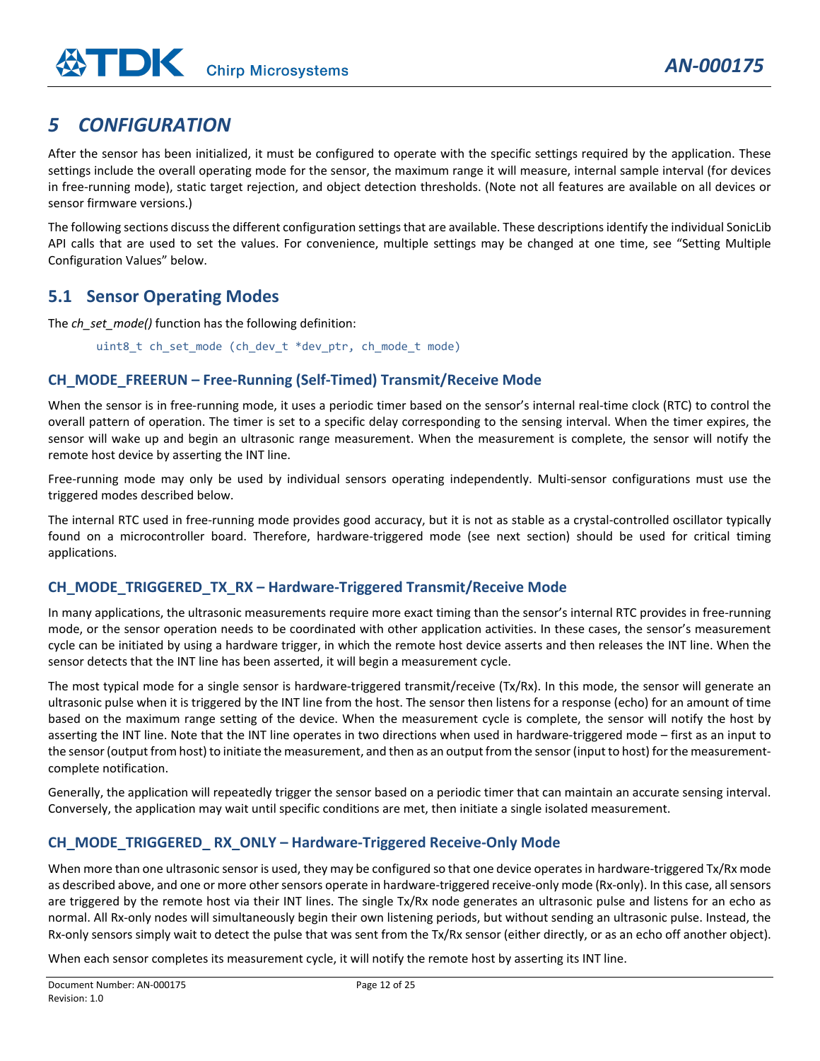# 5 CONFIGURATION

After the sensor has been initialized, it must be configured to operate with the specific settings required by the application. These settings include the overall operating mode for the sensor, the maximum range it will measure, internal sample interval (for devices in free-running mode), static target rejection, and object detection thresholds. (Note not all features are available on all devices or sensor firmware versions.)

The following sections discuss the different configuration settings that are available. These descriptions identify the individual SonicLib API calls that are used to set the values. For convenience, multiple settings may be changed at one time, see "Setting Multiple Configuration Values" below.

## 5.1 Sensor Operating Modes

The *ch_set_mode()* function has the following definition:

```
uint8_t ch_set_mode (ch_dev_t *dev_ptr, ch_mode_t mode)
```

### CH_MODE_FREERUN – Free-Running (Self-Timed) Transmit/Receive Mode

When the sensor is in free-running mode, it uses a periodic timer based on the sensor's internal real-time clock (RTC) to control the overall pattern of operation. The timer is set to a specific delay corresponding to the sensing interval. When the timer expires, the sensor will wake up and begin an ultrasonic range measurement. When the measurement is complete, the sensor will notify the remote host device by asserting the INT line.

Free-running mode may only be used by individual sensors operating independently. Multi-sensor configurations must use the triggered modes described below.

The internal RTC used in free-running mode provides good accuracy, but it is not as stable as a crystal-controlled oscillator typically found on a microcontroller board. Therefore, hardware-triggered mode (see next section) should be used for critical timing applications.

### CH_MODE_TRIGGERED_TX_RX – Hardware-Triggered Transmit/Receive Mode

In many applications, the ultrasonic measurements require more exact timing than the sensor's internal RTC provides in free-running mode, or the sensor operation needs to be coordinated with other application activities. In these cases, the sensor's measurement cycle can be initiated by using a hardware trigger, in which the remote host device asserts and then releases the INT line. When the sensor detects that the INT line has been asserted, it will begin a measurement cycle.

The most typical mode for a single sensor is hardware-triggered transmit/receive (Tx/Rx). In this mode, the sensor will generate an ultrasonic pulse when it is triggered by the INT line from the host. The sensor then listens for a response (echo) for an amount of time based on the maximum range setting of the device. When the measurement cycle is complete, the sensor will notify the host by asserting the INT line. Note that the INT line operates in two directions when used in hardware-triggered mode – first as an input to the sensor (output from host) to initiate the measurement, and then as an output from the sensor (input to host) for the measurement-complete notification.

Generally, the application will repeatedly trigger the sensor based on a periodic timer that can maintain an accurate sensing interval. Conversely, the application may wait until specific conditions are met, then initiate a single isolated measurement.

### CH_MODE_TRIGGERED_ RX_ONLY – Hardware-Triggered Receive-Only Mode

When more than one ultrasonic sensor is used, they may be configured so that one device operates in hardware-triggered Tx/Rx mode as described above, and one or more other sensors operate in hardware-triggered receive-only mode (Rx-only). In this case, all sensors are triggered by the remote host via their INT lines. The single Tx/Rx node generates an ultrasonic pulse and listens for an echo as normal. All Rx-only nodes will simultaneously begin their own listening periods, but without sending an ultrasonic pulse. Instead, the Rx-only sensors simply wait to detect the pulse that was sent from the Tx/Rx sensor (either directly, or as an echo off another object).

When each sensor completes its measurement cycle, it will notify the remote host by asserting its INT line.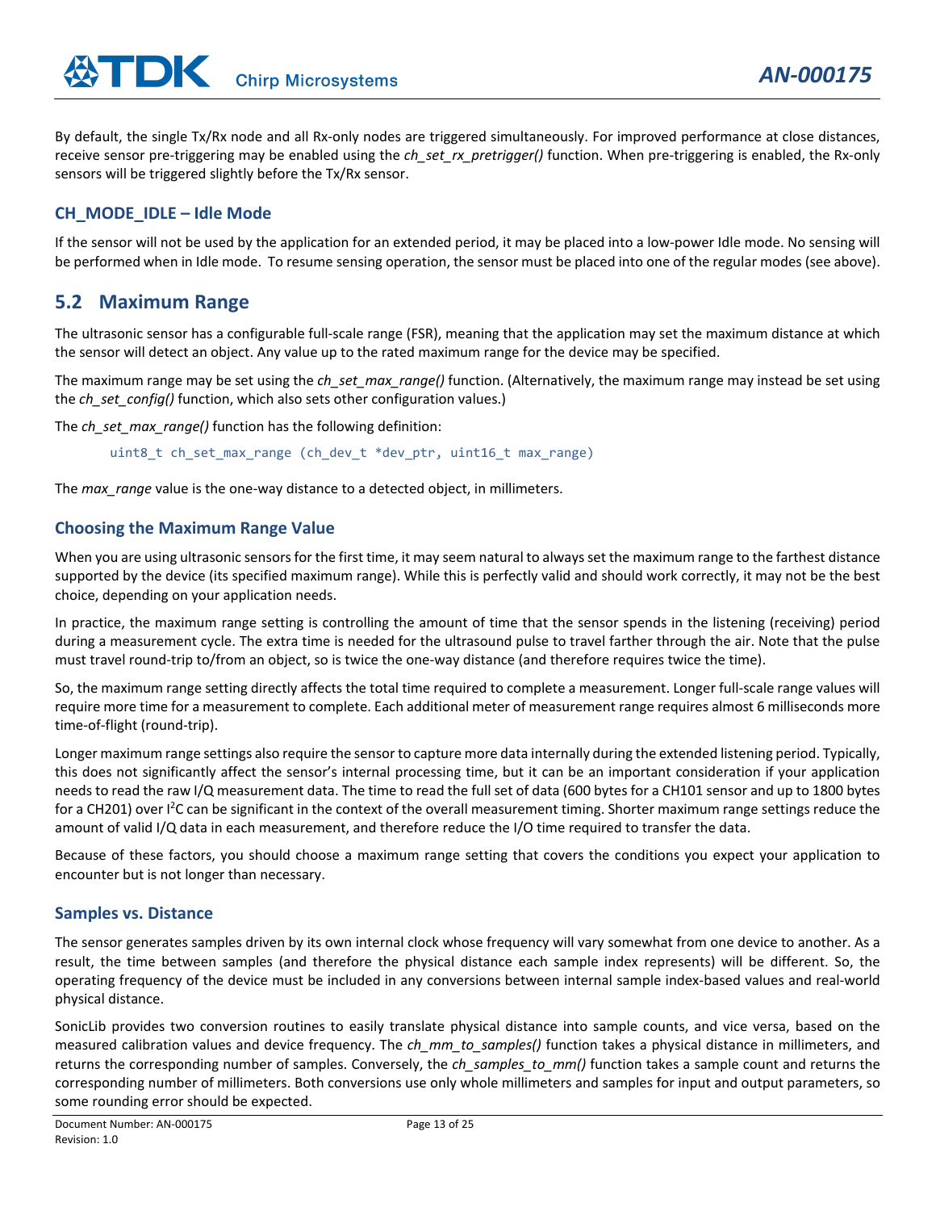By default, the single Tx/Rx node and all Rx-only nodes are triggered simultaneously. For improved performance at close distances, receive sensor pre-triggering may be enabled using the *ch_set_rx_pretrigger()* function. When pre-triggering is enabled, the Rx-only sensors will be triggered slightly before the Tx/Rx sensor.

### CH_MODE_IDLE – Idle Mode

If the sensor will not be used by the application for an extended period, it may be placed into a low-power Idle mode. No sensing will be performed when in Idle mode. To resume sensing operation, the sensor must be placed into one of the regular modes (see above).

## 5.2 Maximum Range

The ultrasonic sensor has a configurable full-scale range (FSR), meaning that the application may set the maximum distance at which the sensor will detect an object. Any value up to the rated maximum range for the device may be specified.

The maximum range may be set using the *ch_set_max_range()* function. (Alternatively, the maximum range may instead be set using the *ch_set_config()* function, which also sets other configuration values.)

The *ch_set_max_range()* function has the following definition:

```
uint8_t ch_set_max_range (ch_dev_t *dev_ptr, uint16_t max_range)
```

The *max_range* value is the one-way distance to a detected object, in millimeters.

### Choosing the Maximum Range Value

When you are using ultrasonic sensors for the first time, it may seem natural to always set the maximum range to the farthest distance supported by the device (its specified maximum range). While this is perfectly valid and should work correctly, it may not be the best choice, depending on your application needs.

In practice, the maximum range setting is controlling the amount of time that the sensor spends in the listening (receiving) period during a measurement cycle. The extra time is needed for the ultrasound pulse to travel farther through the air. Note that the pulse must travel round-trip to/from an object, so is twice the one-way distance (and therefore requires twice the time).

So, the maximum range setting directly affects the total time required to complete a measurement. Longer full-scale range values will require more time for a measurement to complete. Each additional meter of measurement range requires almost 6 milliseconds more time-of-flight (round-trip).

Longer maximum range settings also require the sensor to capture more data internally during the extended listening period. Typically, this does not significantly affect the sensor's internal processing time, but it can be an important consideration if your application needs to read the raw I/Q measurement data. The time to read the full set of data (600 bytes for a CH101 sensor and up to 1800 bytes for a CH201) over $I^2C$ can be significant in the context of the overall measurement timing. Shorter maximum range settings reduce the amount of valid I/Q data in each measurement, and therefore reduce the I/O time required to transfer the data.

Because of these factors, you should choose a maximum range setting that covers the conditions you expect your application to encounter but is not longer than necessary.

### Samples vs. Distance

The sensor generates samples driven by its own internal clock whose frequency will vary somewhat from one device to another. As a result, the time between samples (and therefore the physical distance each sample index represents) will be different. So, the operating frequency of the device must be included in any conversions between internal sample index-based values and real-world physical distance.

SonicLib provides two conversion routines to easily translate physical distance into sample counts, and vice versa, based on the measured calibration values and device frequency. The *ch_mm_to_samples()* function takes a physical distance in millimeters, and returns the corresponding number of samples. Conversely, the *ch_samples_to_mm()* function takes a sample count and returns the corresponding number of millimeters. Both conversions use only whole millimeters and samples for input and output parameters, so some rounding error should be expected.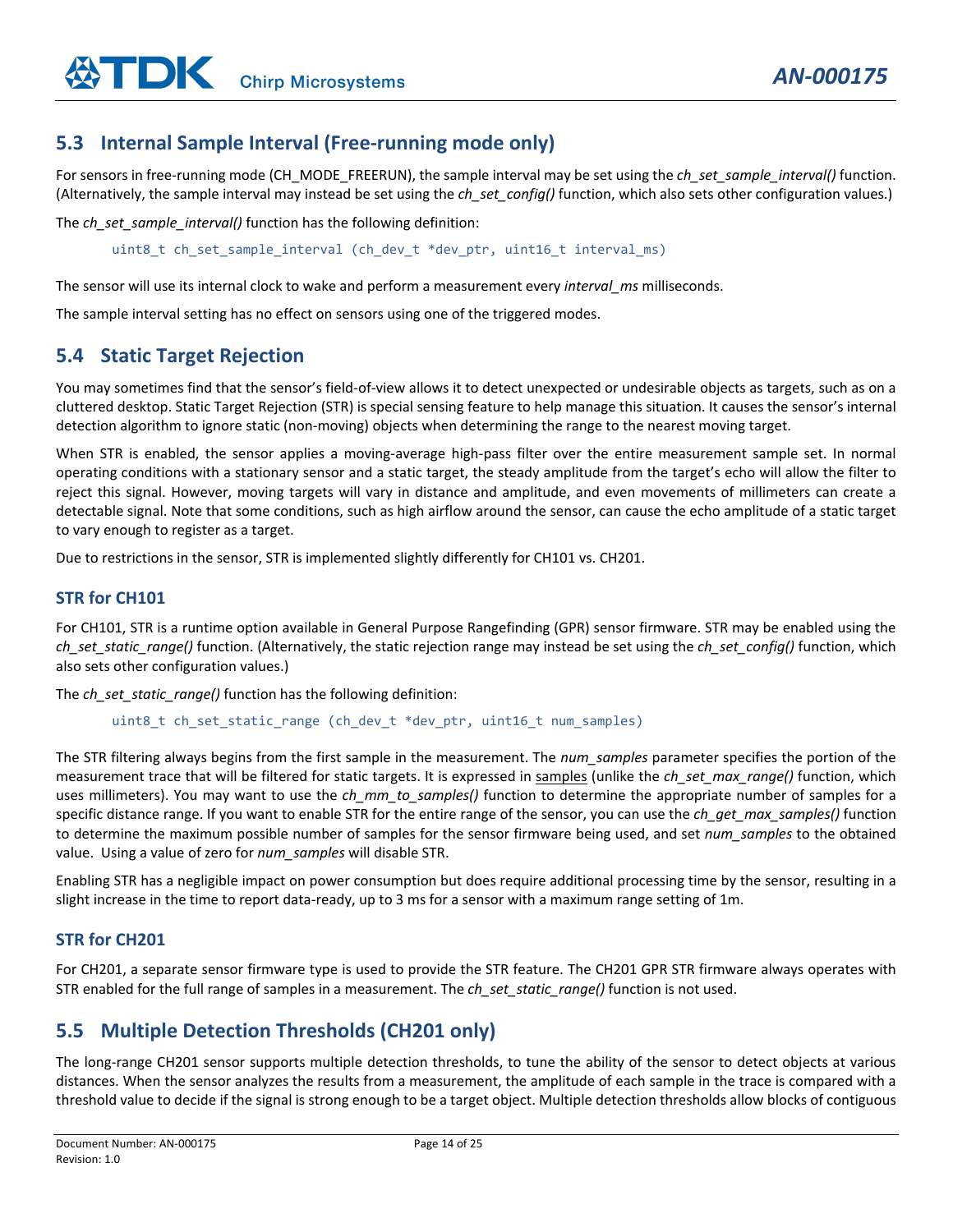## 5.3 Internal Sample Interval (Free-running mode only)

For sensors in free-running mode (CH_MODE_FREERUN), the sample interval may be set using the *ch_set_sample_interval()* function. (Alternatively, the sample interval may instead be set using the *ch_set_config()* function, which also sets other configuration values.)

The *ch_set_sample_interval()* function has the following definition:

```
uint8_t ch_set_sample_interval (ch_dev_t *dev_ptr, uint16_t interval_ms)
```

The sensor will use its internal clock to wake and perform a measurement every *interval_ms* milliseconds.

The sample interval setting has no effect on sensors using one of the triggered modes.

## 5.4 Static Target Rejection

You may sometimes find that the sensor's field-of-view allows it to detect unexpected or undesirable objects as targets, such as on a cluttered desktop. Static Target Rejection (STR) is special sensing feature to help manage this situation. It causes the sensor's internal detection algorithm to ignore static (non-moving) objects when determining the range to the nearest moving target.

When STR is enabled, the sensor applies a moving-average high-pass filter over the entire measurement sample set. In normal operating conditions with a stationary sensor and a static target, the steady amplitude from the target's echo will allow the filter to reject this signal. However, moving targets will vary in distance and amplitude, and even movements of millimeters can create a detectable signal. Note that some conditions, such as high airflow around the sensor, can cause the echo amplitude of a static target to vary enough to register as a target.

Due to restrictions in the sensor, STR is implemented slightly differently for CH101 vs. CH201.

### STR for CH101

For CH101, STR is a runtime option available in General Purpose Rangefinding (GPR) sensor firmware. STR may be enabled using the *ch_set_static_range()* function. (Alternatively, the static rejection range may instead be set using the *ch_set_config()* function, which also sets other configuration values.)

The *ch_set_static_range()* function has the following definition:

```
uint8_t ch_set_static_range (ch_dev_t *dev_ptr, uint16_t num_samples)
```

The STR filtering always begins from the first sample in the measurement. The *num_samples* parameter specifies the portion of the measurement trace that will be filtered for static targets. It is expressed in samples (unlike the *ch_set_max_range()* function, which uses millimeters). You may want to use the *ch_mm_to_samples()* function to determine the appropriate number of samples for a specific distance range. If you want to enable STR for the entire range of the sensor, you can use the *ch_get_max_samples()* function to determine the maximum possible number of samples for the sensor firmware being used, and set *num_samples* to the obtained value. Using a value of zero for *num_samples* will disable STR.

Enabling STR has a negligible impact on power consumption but does require additional processing time by the sensor, resulting in a slight increase in the time to report data-ready, up to 3 ms for a sensor with a maximum range setting of 1m.

### STR for CH201

For CH201, a separate sensor firmware type is used to provide the STR feature. The CH201 GPR STR firmware always operates with STR enabled for the full range of samples in a measurement. The *ch_set_static_range()* function is not used.

## 5.5 Multiple Detection Thresholds (CH201 only)

The long-range CH201 sensor supports multiple detection thresholds, to tune the ability of the sensor to detect objects at various distances. When the sensor analyzes the results from a measurement, the amplitude of each sample in the trace is compared with a threshold value to decide if the signal is strong enough to be a target object. Multiple detection thresholds allow blocks of contiguous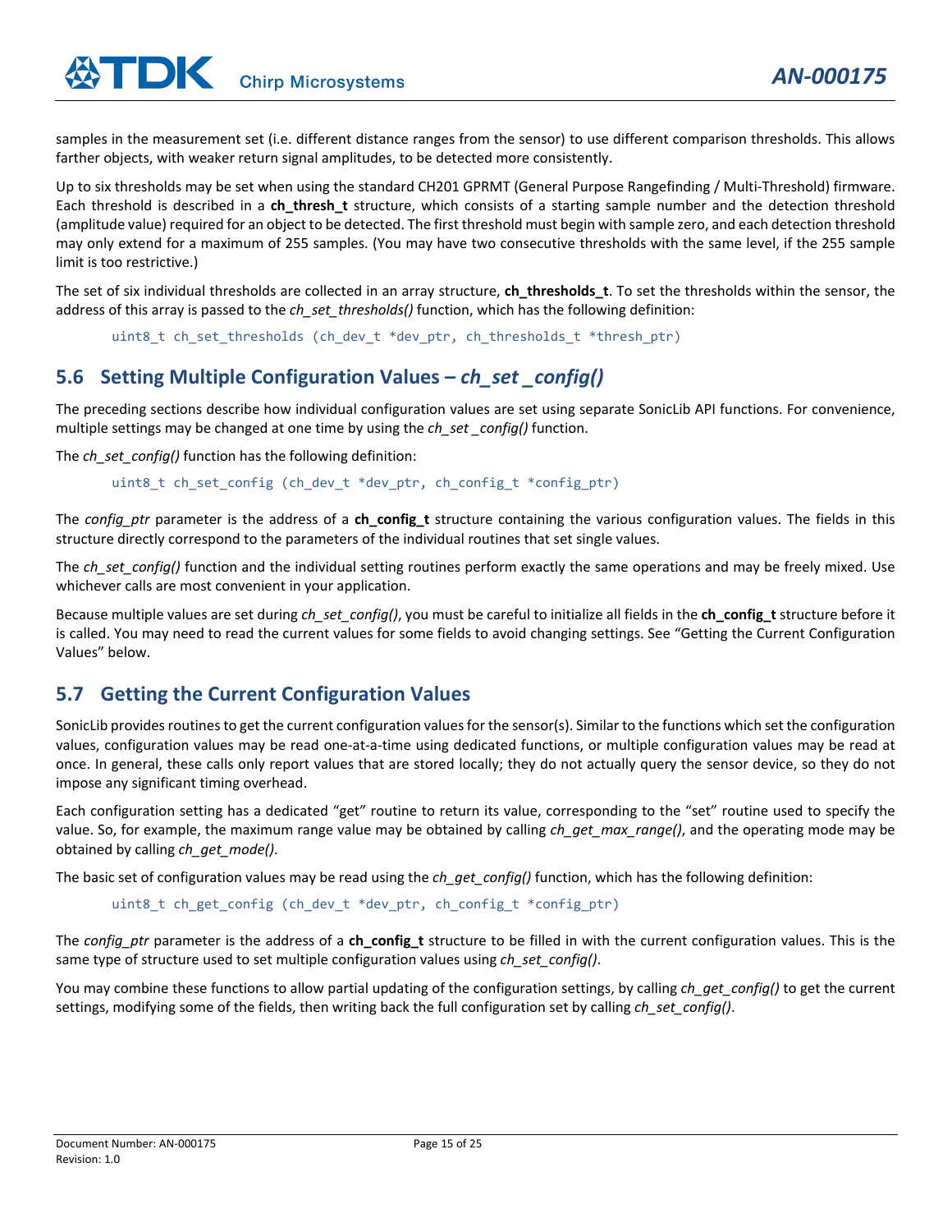samples in the measurement set (i.e. different distance ranges from the sensor) to use different comparison thresholds. This allows farther objects, with weaker return signal amplitudes, to be detected more consistently.

Up to six thresholds may be set when using the standard CH201 GPRMT (General Purpose Rangefinding / Multi-Threshold) firmware. Each threshold is described in a **ch_thresh_t** structure, which consists of a starting sample number and the detection threshold (amplitude value) required for an object to be detected. The first threshold must begin with sample zero, and each detection threshold may only extend for a maximum of 255 samples. (You may have two consecutive thresholds with the same level, if the 255 sample limit is too restrictive.)

The set of six individual thresholds are collected in an array structure, **ch_thresholds_t**. To set the thresholds within the sensor, the address of this array is passed to the *ch_set_thresholds()* function, which has the following definition:

```
uint8_t ch_set_thresholds (ch_dev_t *dev_ptr, ch_thresholds_t *thresh_ptr)
```

## 5.6 Setting Multiple Configuration Values – *ch_set _config()*

The preceding sections describe how individual configuration values are set using separate SonicLib API functions. For convenience, multiple settings may be changed at one time by using the *ch_set _config()* function.

The *ch_set_config()* function has the following definition:

```
uint8_t ch_set_config (ch_dev_t *dev_ptr, ch_config_t *config_ptr)
```

The *config_ptr* parameter is the address of a **ch_config_t** structure containing the various configuration values. The fields in this structure directly correspond to the parameters of the individual routines that set single values.

The *ch_set_config()* function and the individual setting routines perform exactly the same operations and may be freely mixed. Use whichever calls are most convenient in your application.

Because multiple values are set during *ch_set_config()*, you must be careful to initialize all fields in the **ch_config_t** structure before it is called. You may need to read the current values for some fields to avoid changing settings. See "Getting the Current Configuration Values" below.

## 5.7 Getting the Current Configuration Values

SonicLib provides routines to get the current configuration values for the sensor(s). Similar to the functions which set the configuration values, configuration values may be read one-at-a-time using dedicated functions, or multiple configuration values may be read at once. In general, these calls only report values that are stored locally; they do not actually query the sensor device, so they do not impose any significant timing overhead.

Each configuration setting has a dedicated "get" routine to return its value, corresponding to the "set" routine used to specify the value. So, for example, the maximum range value may be obtained by calling *ch_get_max_range()*, and the operating mode may be obtained by calling *ch_get_mode()*.

The basic set of configuration values may be read using the *ch_get_config()* function, which has the following definition:

```
uint8_t ch_get_config (ch_dev_t *dev_ptr, ch_config_t *config_ptr)
```

The *config_ptr* parameter is the address of a **ch_config_t** structure to be filled in with the current configuration values. This is the same type of structure used to set multiple configuration values using *ch_set_config()*.

You may combine these functions to allow partial updating of the configuration settings, by calling *ch_get_config()* to get the current settings, modifying some of the fields, then writing back the full configuration set by calling *ch_set_config()*.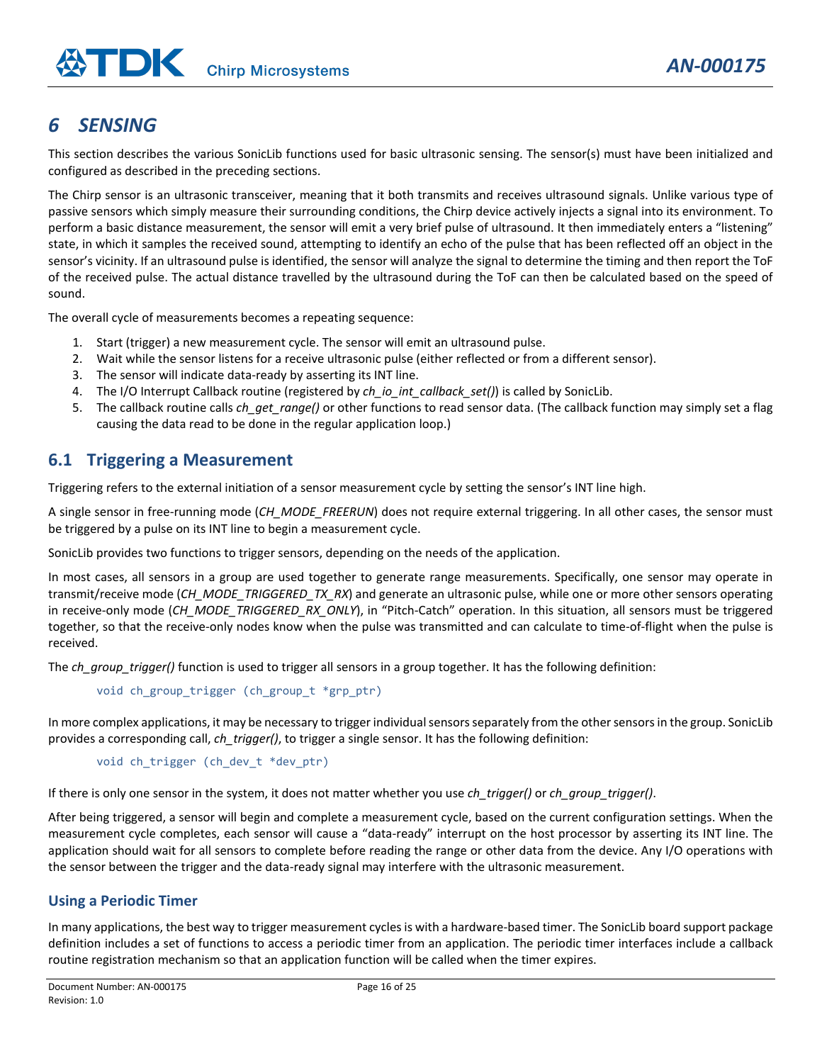# 6 SENSING

This section describes the various SonicLib functions used for basic ultrasonic sensing. The sensor(s) must have been initialized and configured as described in the preceding sections.

The Chirp sensor is an ultrasonic transceiver, meaning that it both transmits and receives ultrasound signals. Unlike various type of passive sensors which simply measure their surrounding conditions, the Chirp device actively injects a signal into its environment. To perform a basic distance measurement, the sensor will emit a very brief pulse of ultrasound. It then immediately enters a "listening" state, in which it samples the received sound, attempting to identify an echo of the pulse that has been reflected off an object in the sensor's vicinity. If an ultrasound pulse is identified, the sensor will analyze the signal to determine the timing and then report the ToF of the received pulse. The actual distance travelled by the ultrasound during the ToF can then be calculated based on the speed of sound.

The overall cycle of measurements becomes a repeating sequence:

1. Start (trigger) a new measurement cycle. The sensor will emit an ultrasound pulse.
2. Wait while the sensor listens for a receive ultrasonic pulse (either reflected or from a different sensor).
3. The sensor will indicate data-ready by asserting its INT line.
4. The I/O Interrupt Callback routine (registered by *ch_io_int_callback_set()*) is called by SonicLib.
5. The callback routine calls *ch_get_range()* or other functions to read sensor data. (The callback function may simply set a flag causing the data read to be done in the regular application loop.)

## 6.1 Triggering a Measurement

Triggering refers to the external initiation of a sensor measurement cycle by setting the sensor's INT line high.

A single sensor in free-running mode (*CH_MODE_FREERUN*) does not require external triggering. In all other cases, the sensor must be triggered by a pulse on its INT line to begin a measurement cycle.

SonicLib provides two functions to trigger sensors, depending on the needs of the application.

In most cases, all sensors in a group are used together to generate range measurements. Specifically, one sensor may operate in transmit/receive mode (*CH_MODE_TRIGGERED_TX_RX*) and generate an ultrasonic pulse, while one or more other sensors operating in receive-only mode (*CH_MODE_TRIGGERED_RX_ONLY*), in "Pitch-Catch" operation. In this situation, all sensors must be triggered together, so that the receive-only nodes know when the pulse was transmitted and can calculate to time-of-flight when the pulse is received.

The *ch_group_trigger()* function is used to trigger all sensors in a group together. It has the following definition:

```
void ch_group_trigger (ch_group_t *grp_ptr)
```

In more complex applications, it may be necessary to trigger individual sensors separately from the other sensors in the group. SonicLib provides a corresponding call, *ch_trigger()*, to trigger a single sensor. It has the following definition:

```
void ch_trigger (ch_dev_t *dev_ptr)
```

If there is only one sensor in the system, it does not matter whether you use *ch_trigger()* or *ch_group_trigger()*.

After being triggered, a sensor will begin and complete a measurement cycle, based on the current configuration settings. When the measurement cycle completes, each sensor will cause a "data-ready" interrupt on the host processor by asserting its INT line. The application should wait for all sensors to complete before reading the range or other data from the device. Any I/O operations with the sensor between the trigger and the data-ready signal may interfere with the ultrasonic measurement.

### Using a Periodic Timer

In many applications, the best way to trigger measurement cycles is with a hardware-based timer. The SonicLib board support package definition includes a set of functions to access a periodic timer from an application. The periodic timer interfaces include a callback routine registration mechanism so that an application function will be called when the timer expires.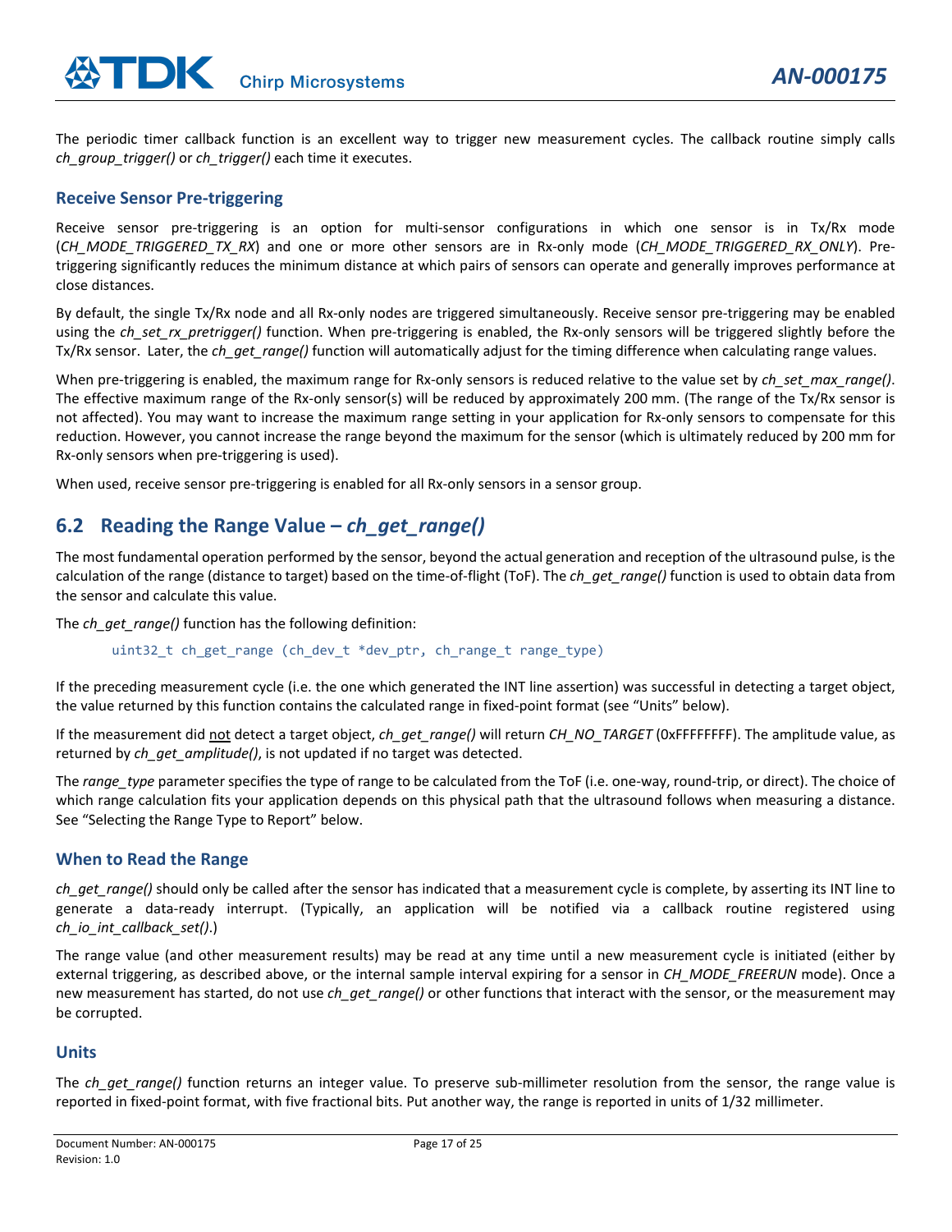The periodic timer callback function is an excellent way to trigger new measurement cycles. The callback routine simply calls *ch_group_trigger()* or *ch_trigger()* each time it executes.

### Receive Sensor Pre-triggering

Receive sensor pre-triggering is an option for multi-sensor configurations in which one sensor is in Tx/Rx mode (*CH_MODE_TRIGGERED_TX_RX*) and one or more other sensors are in Rx-only mode (*CH_MODE_TRIGGERED_RX_ONLY*). Pre-triggering significantly reduces the minimum distance at which pairs of sensors can operate and generally improves performance at close distances.

By default, the single Tx/Rx node and all Rx-only nodes are triggered simultaneously. Receive sensor pre-triggering may be enabled using the *ch_set_rx_pretrigger()* function. When pre-triggering is enabled, the Rx-only sensors will be triggered slightly before the Tx/Rx sensor. Later, the *ch_get_range()* function will automatically adjust for the timing difference when calculating range values.

When pre-triggering is enabled, the maximum range for Rx-only sensors is reduced relative to the value set by *ch_set_max_range()*. The effective maximum range of the Rx-only sensor(s) will be reduced by approximately 200 mm. (The range of the Tx/Rx sensor is not affected). You may want to increase the maximum range setting in your application for Rx-only sensors to compensate for this reduction. However, you cannot increase the range beyond the maximum for the sensor (which is ultimately reduced by 200 mm for Rx-only sensors when pre-triggering is used).

When used, receive sensor pre-triggering is enabled for all Rx-only sensors in a sensor group.

## 6.2 Reading the Range Value – *ch_get_range()*

The most fundamental operation performed by the sensor, beyond the actual generation and reception of the ultrasound pulse, is the calculation of the range (distance to target) based on the time-of-flight (ToF). The *ch_get_range()* function is used to obtain data from the sensor and calculate this value.

The *ch_get_range()* function has the following definition:

```
uint32_t ch_get_range (ch_dev_t *dev_ptr, ch_range_t range_type)
```

If the preceding measurement cycle (i.e. the one which generated the INT line assertion) was successful in detecting a target object, the value returned by this function contains the calculated range in fixed-point format (see "Units" below).

If the measurement did not detect a target object, *ch_get_range()* will return *CH_NO_TARGET* (0xFFFFFFFF). The amplitude value, as returned by *ch_get_amplitude()*, is not updated if no target was detected.

The *range_type* parameter specifies the type of range to be calculated from the ToF (i.e. one-way, round-trip, or direct). The choice of which range calculation fits your application depends on this physical path that the ultrasound follows when measuring a distance. See "Selecting the Range Type to Report" below.

### When to Read the Range

*ch_get_range()* should only be called after the sensor has indicated that a measurement cycle is complete, by asserting its INT line to generate a data-ready interrupt. (Typically, an application will be notified via a callback routine registered using *ch_io_int_callback_set()*.)

The range value (and other measurement results) may be read at any time until a new measurement cycle is initiated (either by external triggering, as described above, or the internal sample interval expiring for a sensor in *CH_MODE_FREERUN* mode). Once a new measurement has started, do not use *ch_get_range()* or other functions that interact with the sensor, or the measurement may be corrupted.

### Units

The *ch_get_range()* function returns an integer value. To preserve sub-millimeter resolution from the sensor, the range value is reported in fixed-point format, with five fractional bits. Put another way, the range is reported in units of 1/32 millimeter.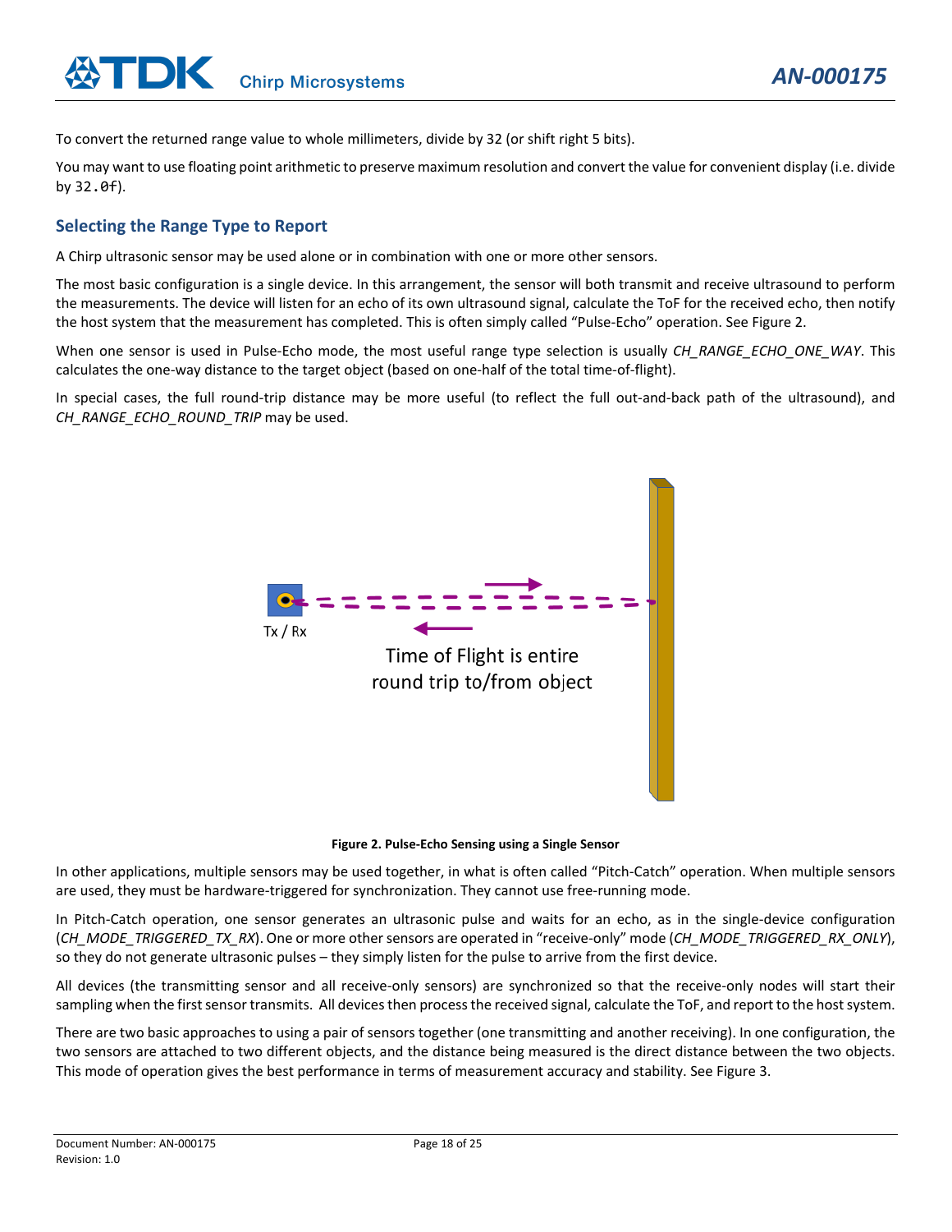To convert the returned range value to whole millimeters, divide by 32 (or shift right 5 bits).

You may want to use floating point arithmetic to preserve maximum resolution and convert the value for convenient display (i.e. divide by `32.0f`).

## Selecting the Range Type to Report

A Chirp ultrasonic sensor may be used alone or in combination with one or more other sensors.

The most basic configuration is a single device. In this arrangement, the sensor will both transmit and receive ultrasound to perform the measurements. The device will listen for an echo of its own ultrasound signal, calculate the ToF for the received echo, then notify the host system that the measurement has completed. This is often simply called "Pulse-Echo" operation. See Figure 2.

When one sensor is used in Pulse-Echo mode, the most useful range type selection is usually *CH_RANGE_ECHO_ONE_WAY*. This calculates the one-way distance to the target object (based on one-half of the total time-of-flight).

In special cases, the full round-trip distance may be more useful (to reflect the full out-and-back path of the ultrasound), and *CH_RANGE_ECHO_ROUND_TRIP* may be used.

Tx / Rx

Time of Flight is entire round trip to/from object

**Figure 2. Pulse-Echo Sensing using a Single Sensor**

In other applications, multiple sensors may be used together, in what is often called "Pitch-Catch" operation. When multiple sensors are used, they must be hardware-triggered for synchronization. They cannot use free-running mode.

In Pitch-Catch operation, one sensor generates an ultrasonic pulse and waits for an echo, as in the single-device configuration (*CH_MODE_TRIGGERED_TX_RX*). One or more other sensors are operated in "receive-only" mode (*CH_MODE_TRIGGERED_RX_ONLY*), so they do not generate ultrasonic pulses – they simply listen for the pulse to arrive from the first device.

All devices (the transmitting sensor and all receive-only sensors) are synchronized so that the receive-only nodes will start their sampling when the first sensor transmits. All devices then process the received signal, calculate the ToF, and report to the host system.

There are two basic approaches to using a pair of sensors together (one transmitting and another receiving). In one configuration, the two sensors are attached to two different objects, and the distance being measured is the direct distance between the two objects. This mode of operation gives the best performance in terms of measurement accuracy and stability. See Figure 3.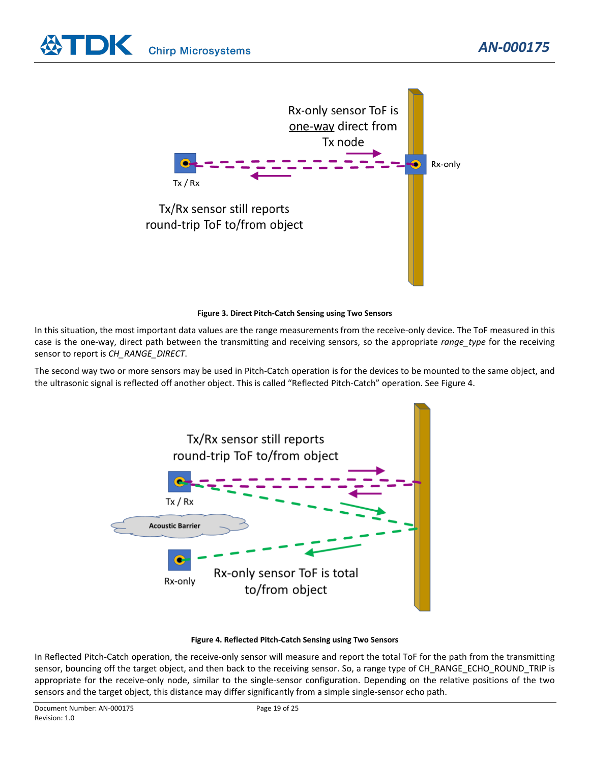Figure 3. Direct Pitch-Catch Sensing using Two Sensors

In this situation, the most important data values are the range measurements from the receive-only device. The ToF measured in this case is the one-way, direct path between the transmitting and receiving sensors, so the appropriate *range_type* for the receiving sensor to report is *CH_RANGE_DIRECT*.

The second way two or more sensors may be used in Pitch-Catch operation is for the devices to be mounted to the same object, and the ultrasonic signal is reflected off another object. This is called "Reflected Pitch-Catch" operation. See Figure 4.

Figure 4. Reflected Pitch-Catch Sensing using Two Sensors

In Reflected Pitch-Catch operation, the receive-only sensor will measure and report the total ToF for the path from the transmitting sensor, bouncing off the target object, and then back to the receiving sensor. So, a range type of CH_RANGE_ECHO_ROUND_TRIP is appropriate for the receive-only node, similar to the single-sensor configuration. Depending on the relative positions of the two sensors and the target object, this distance may differ significantly from a simple single-sensor echo path.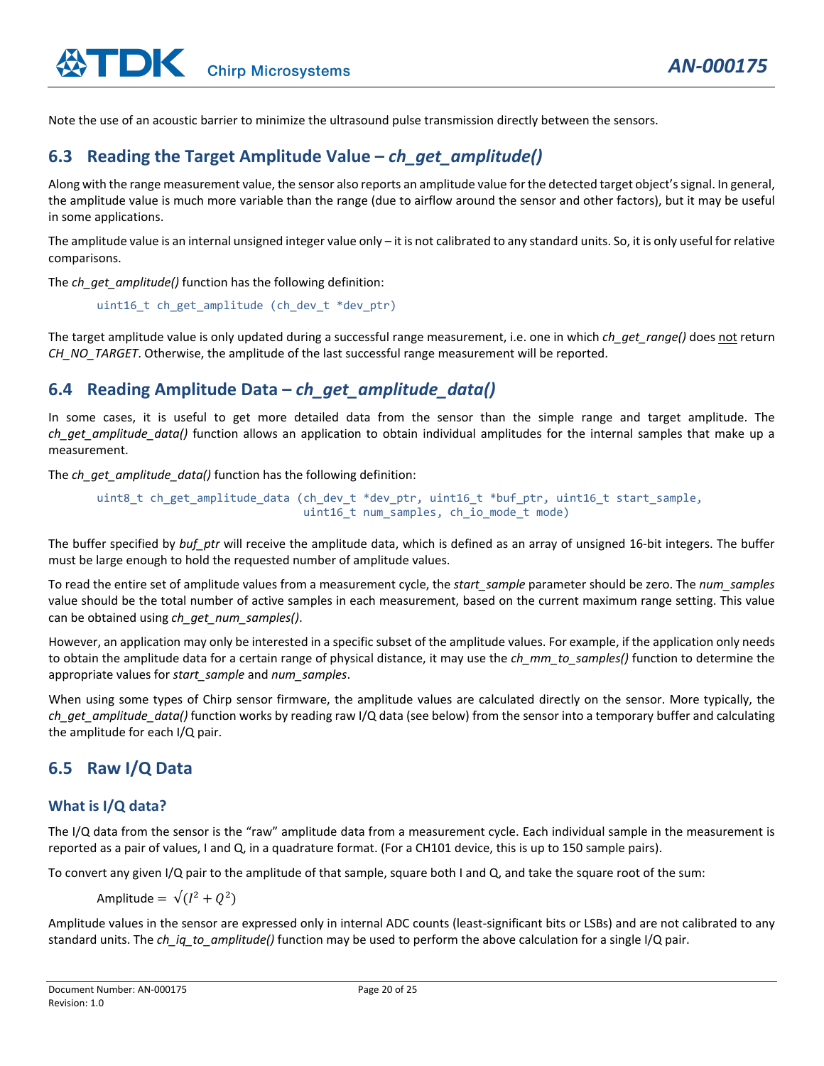Note the use of an acoustic barrier to minimize the ultrasound pulse transmission directly between the sensors.

## 6.3 Reading the Target Amplitude Value – *ch_get_amplitude()*

Along with the range measurement value, the sensor also reports an amplitude value for the detected target object's signal. In general, the amplitude value is much more variable than the range (due to airflow around the sensor and other factors), but it may be useful in some applications.

The amplitude value is an internal unsigned integer value only – it is not calibrated to any standard units. So, it is only useful for relative comparisons.

The *ch_get_amplitude()* function has the following definition:

```
uint16_t ch_get_amplitude (ch_dev_t *dev_ptr)
```

The target amplitude value is only updated during a successful range measurement, i.e. one in which *ch_get_range()* does not return *CH_NO_TARGET*. Otherwise, the amplitude of the last successful range measurement will be reported.

## 6.4 Reading Amplitude Data – *ch_get_amplitude_data()*

In some cases, it is useful to get more detailed data from the sensor than the simple range and target amplitude. The *ch_get_amplitude_data()* function allows an application to obtain individual amplitudes for the internal samples that make up a measurement.

The *ch_get_amplitude_data()* function has the following definition:

```
uint8_t ch_get_amplitude_data (ch_dev_t *dev_ptr, uint16_t *buf_ptr, uint16_t start_sample,
                               uint16_t num_samples, ch_io_mode_t mode)
```

The buffer specified by *buf_ptr* will receive the amplitude data, which is defined as an array of unsigned 16-bit integers. The buffer must be large enough to hold the requested number of amplitude values.

To read the entire set of amplitude values from a measurement cycle, the *start_sample* parameter should be zero. The *num_samples* value should be the total number of active samples in each measurement, based on the current maximum range setting. This value can be obtained using *ch_get_num_samples()*.

However, an application may only be interested in a specific subset of the amplitude values. For example, if the application only needs to obtain the amplitude data for a certain range of physical distance, it may use the *ch_mm_to_samples()* function to determine the appropriate values for *start_sample* and *num_samples*.

When using some types of Chirp sensor firmware, the amplitude values are calculated directly on the sensor. More typically, the *ch_get_amplitude_data()* function works by reading raw I/Q data (see below) from the sensor into a temporary buffer and calculating the amplitude for each I/Q pair.

## 6.5 Raw I/Q Data

### What is I/Q data?

The I/Q data from the sensor is the "raw" amplitude data from a measurement cycle. Each individual sample in the measurement is reported as a pair of values, I and Q, in a quadrature format. (For a CH101 device, this is up to 150 sample pairs).

To convert any given I/Q pair to the amplitude of that sample, square both I and Q, and take the square root of the sum:

$$\text{Amplitude} = \sqrt{(I^2 + Q^2)}$$

Amplitude values in the sensor are expressed only in internal ADC counts (least-significant bits or LSBs) and are not calibrated to any standard units. The *ch_iq_to_amplitude()* function may be used to perform the above calculation for a single I/Q pair.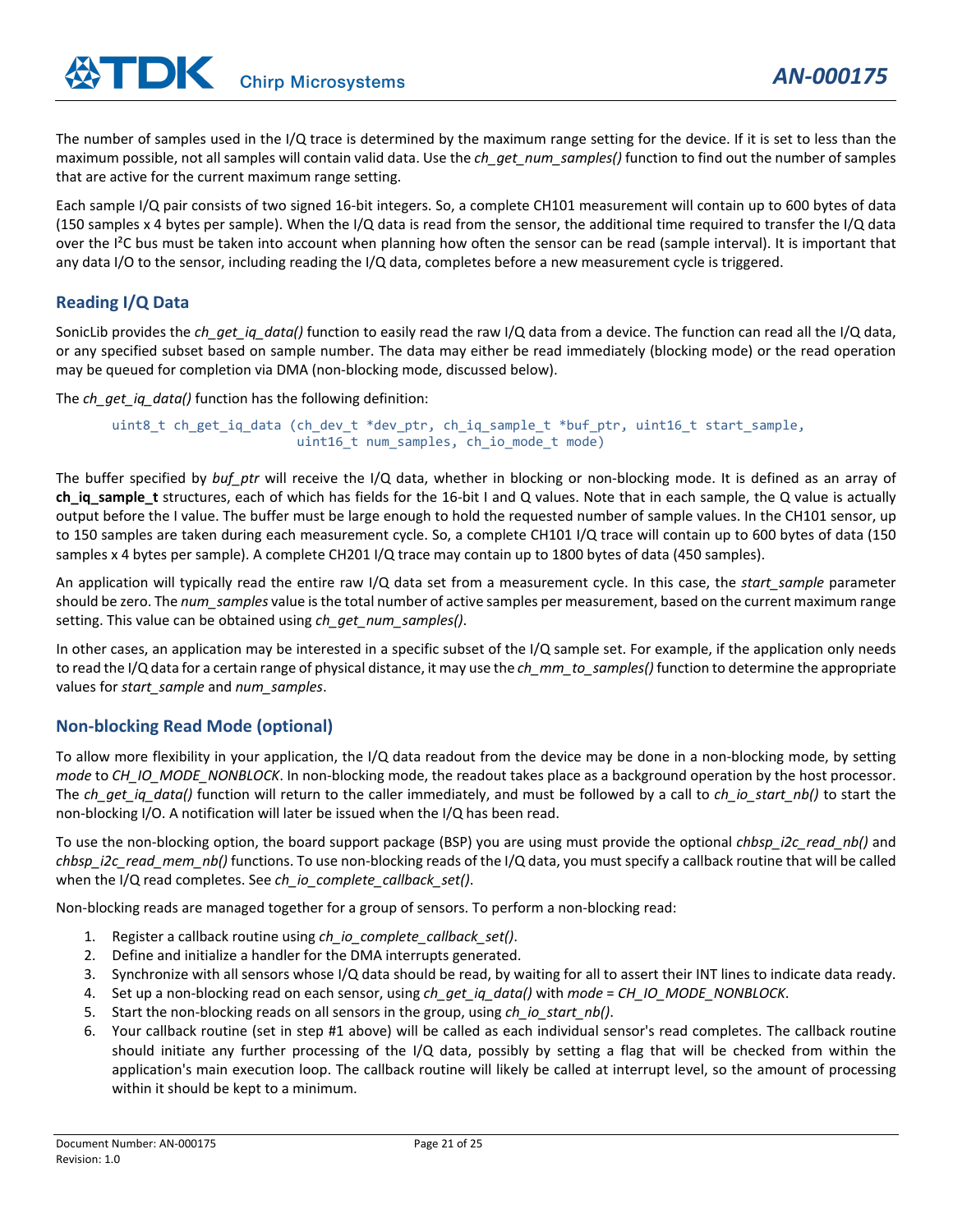The number of samples used in the I/Q trace is determined by the maximum range setting for the device. If it is set to less than the maximum possible, not all samples will contain valid data. Use the *ch_get_num_samples()* function to find out the number of samples that are active for the current maximum range setting.

Each sample I/Q pair consists of two signed 16-bit integers. So, a complete CH101 measurement will contain up to 600 bytes of data (150 samples x 4 bytes per sample). When the I/Q data is read from the sensor, the additional time required to transfer the I/Q data over the I²C bus must be taken into account when planning how often the sensor can be read (sample interval). It is important that any data I/O to the sensor, including reading the I/Q data, completes before a new measurement cycle is triggered.

## Reading I/Q Data

SonicLib provides the *ch_get_iq_data()* function to easily read the raw I/Q data from a device. The function can read all the I/Q data, or any specified subset based on sample number. The data may either be read immediately (blocking mode) or the read operation may be queued for completion via DMA (non-blocking mode, discussed below).

The *ch_get_iq_data()* function has the following definition:

```
uint8_t ch_get_iq_data (ch_dev_t *dev_ptr, ch_iq_sample_t *buf_ptr, uint16_t start_sample,
                        uint16_t num_samples, ch_io_mode_t mode)
```

The buffer specified by *buf_ptr* will receive the I/Q data, whether in blocking or non-blocking mode. It is defined as an array of **ch_iq_sample_t** structures, each of which has fields for the 16-bit I and Q values. Note that in each sample, the Q value is actually output before the I value. The buffer must be large enough to hold the requested number of sample values. In the CH101 sensor, up to 150 samples are taken during each measurement cycle. So, a complete CH101 I/Q trace will contain up to 600 bytes of data (150 samples x 4 bytes per sample). A complete CH201 I/Q trace may contain up to 1800 bytes of data (450 samples).

An application will typically read the entire raw I/Q data set from a measurement cycle. In this case, the *start_sample* parameter should be zero. The *num_samples* value is the total number of active samples per measurement, based on the current maximum range setting. This value can be obtained using *ch_get_num_samples()*.

In other cases, an application may be interested in a specific subset of the I/Q sample set. For example, if the application only needs to read the I/Q data for a certain range of physical distance, it may use the *ch_mm_to_samples()* function to determine the appropriate values for *start_sample* and *num_samples*.

## Non-blocking Read Mode (optional)

To allow more flexibility in your application, the I/Q data readout from the device may be done in a non-blocking mode, by setting *mode* to *CH_IO_MODE_NONBLOCK*. In non-blocking mode, the readout takes place as a background operation by the host processor. The *ch_get_iq_data()* function will return to the caller immediately, and must be followed by a call to *ch_io_start_nb()* to start the non-blocking I/O. A notification will later be issued when the I/Q has been read.

To use the non-blocking option, the board support package (BSP) you are using must provide the optional *chbsp_i2c_read_nb()* and *chbsp_i2c_read_mem_nb()* functions. To use non-blocking reads of the I/Q data, you must specify a callback routine that will be called when the I/Q read completes. See *ch_io_complete_callback_set()*.

Non-blocking reads are managed together for a group of sensors. To perform a non-blocking read:

1. Register a callback routine using *ch_io_complete_callback_set()*.
2. Define and initialize a handler for the DMA interrupts generated.
3. Synchronize with all sensors whose I/Q data should be read, by waiting for all to assert their INT lines to indicate data ready.
4. Set up a non-blocking read on each sensor, using *ch_get_iq_data()* with *mode* = *CH_IO_MODE_NONBLOCK*.
5. Start the non-blocking reads on all sensors in the group, using *ch_io_start_nb()*.
6. Your callback routine (set in step #1 above) will be called as each individual sensor's read completes. The callback routine should initiate any further processing of the I/Q data, possibly by setting a flag that will be checked from within the application's main execution loop. The callback routine will likely be called at interrupt level, so the amount of processing within it should be kept to a minimum.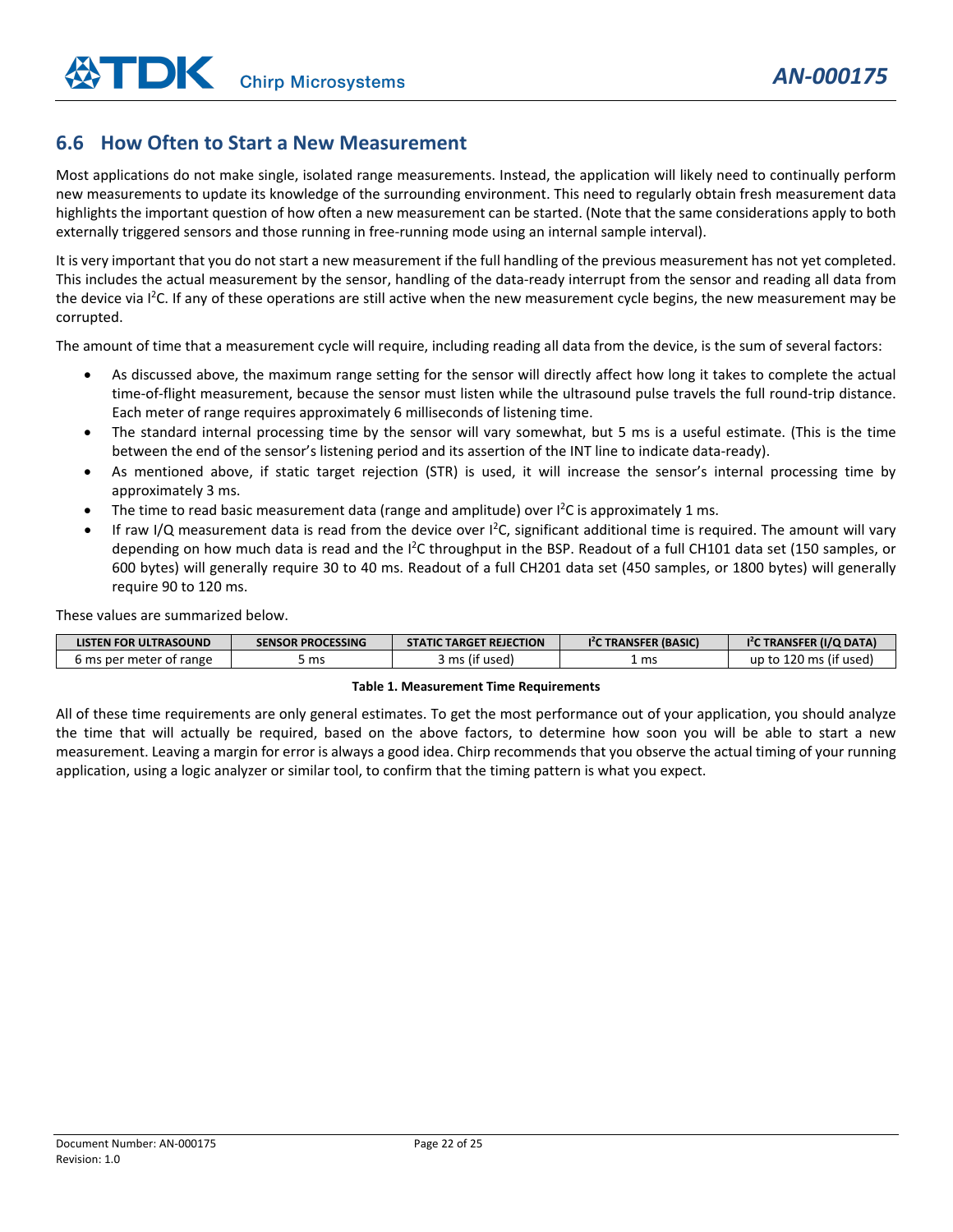## 6.6 How Often to Start a New Measurement

Most applications do not make single, isolated range measurements. Instead, the application will likely need to continually perform new measurements to update its knowledge of the surrounding environment. This need to regularly obtain fresh measurement data highlights the important question of how often a new measurement can be started. (Note that the same considerations apply to both externally triggered sensors and those running in free-running mode using an internal sample interval).

It is very important that you do not start a new measurement if the full handling of the previous measurement has not yet completed. This includes the actual measurement by the sensor, handling of the data-ready interrupt from the sensor and reading all data from the device via I²C. If any of these operations are still active when the new measurement cycle begins, the new measurement may be corrupted.

The amount of time that a measurement cycle will require, including reading all data from the device, is the sum of several factors:

- As discussed above, the maximum range setting for the sensor will directly affect how long it takes to complete the actual time-of-flight measurement, because the sensor must listen while the ultrasound pulse travels the full round-trip distance. Each meter of range requires approximately 6 milliseconds of listening time.
- The standard internal processing time by the sensor will vary somewhat, but 5 ms is a useful estimate. (This is the time between the end of the sensor's listening period and its assertion of the INT line to indicate data-ready).
- As mentioned above, if static target rejection (STR) is used, it will increase the sensor's internal processing time by approximately 3 ms.
- The time to read basic measurement data (range and amplitude) over I²C is approximately 1 ms.
- If raw I/Q measurement data is read from the device over I²C, significant additional time is required. The amount will vary depending on how much data is read and the I²C throughput in the BSP. Readout of a full CH101 data set (150 samples, or 600 bytes) will generally require 30 to 40 ms. Readout of a full CH201 data set (450 samples, or 1800 bytes) will generally require 90 to 120 ms.

These values are summarized below.

| LISTEN FOR ULTRASOUND | SENSOR PROCESSING | STATIC TARGET REJECTION | I²C TRANSFER (BASIC) | I²C TRANSFER (I/Q DATA) |
|---|---|---|---|---|
| 6 ms per meter of range | 5 ms | 3 ms (if used) | 1 ms | up to 120 ms (if used) |

**Table 1. Measurement Time Requirements**

All of these time requirements are only general estimates. To get the most performance out of your application, you should analyze the time that will actually be required, based on the above factors, to determine how soon you will be able to start a new measurement. Leaving a margin for error is always a good idea. Chirp recommends that you observe the actual timing of your running application, using a logic analyzer or similar tool, to confirm that the timing pattern is what you expect.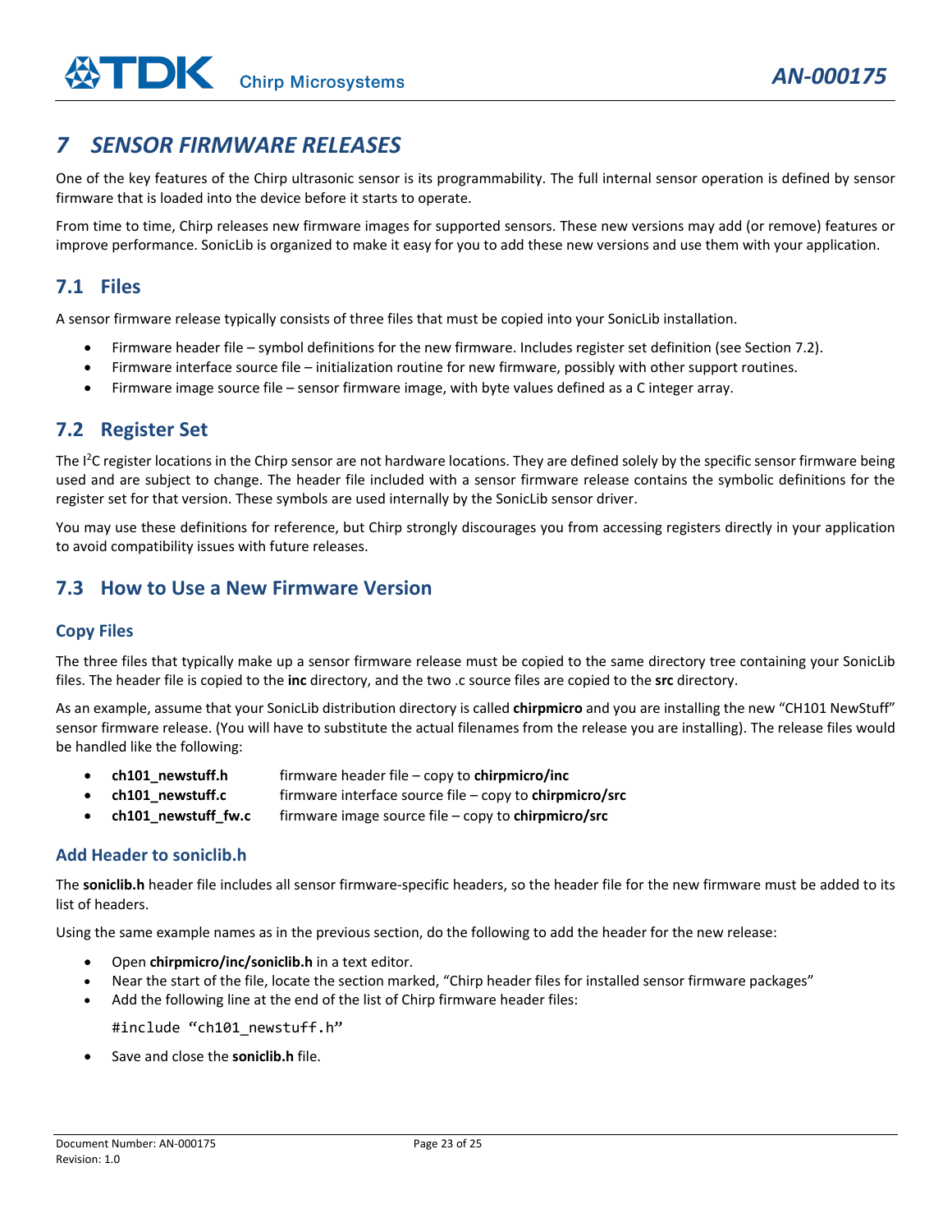# 7 SENSOR FIRMWARE RELEASES

One of the key features of the Chirp ultrasonic sensor is its programmability. The full internal sensor operation is defined by sensor firmware that is loaded into the device before it starts to operate.

From time to time, Chirp releases new firmware images for supported sensors. These new versions may add (or remove) features or improve performance. SonicLib is organized to make it easy for you to add these new versions and use them with your application.

## 7.1 Files

A sensor firmware release typically consists of three files that must be copied into your SonicLib installation.

- Firmware header file – symbol definitions for the new firmware. Includes register set definition (see Section 7.2).
- Firmware interface source file – initialization routine for new firmware, possibly with other support routines.
- Firmware image source file – sensor firmware image, with byte values defined as a C integer array.

## 7.2 Register Set

The I²C register locations in the Chirp sensor are not hardware locations. They are defined solely by the specific sensor firmware being used and are subject to change. The header file included with a sensor firmware release contains the symbolic definitions for the register set for that version. These symbols are used internally by the SonicLib sensor driver.

You may use these definitions for reference, but Chirp strongly discourages you from accessing registers directly in your application to avoid compatibility issues with future releases.

## 7.3 How to Use a New Firmware Version

### Copy Files

The three files that typically make up a sensor firmware release must be copied to the same directory tree containing your SonicLib files. The header file is copied to the **inc** directory, and the two .c source files are copied to the **src** directory.

As an example, assume that your SonicLib distribution directory is called **chirpmicro** and you are installing the new "CH101 NewStuff" sensor firmware release. (You will have to substitute the actual filenames from the release you are installing). The release files would be handled like the following:

- **ch101_newstuff.h** firmware header file – copy to **chirpmicro/inc**
- **ch101_newstuff.c** firmware interface source file – copy to **chirpmicro/src**
- **ch101_newstuff_fw.c** firmware image source file – copy to **chirpmicro/src**

### Add Header to soniclib.h

The **soniclib.h** header file includes all sensor firmware-specific headers, so the header file for the new firmware must be added to its list of headers.

Using the same example names as in the previous section, do the following to add the header for the new release:

- Open **chirpmicro/inc/soniclib.h** in a text editor.
- Near the start of the file, locate the section marked, "Chirp header files for installed sensor firmware packages"
- Add the following line at the end of the list of Chirp firmware header files:

```
#include "ch101_newstuff.h"
```

- Save and close the **soniclib.h** file.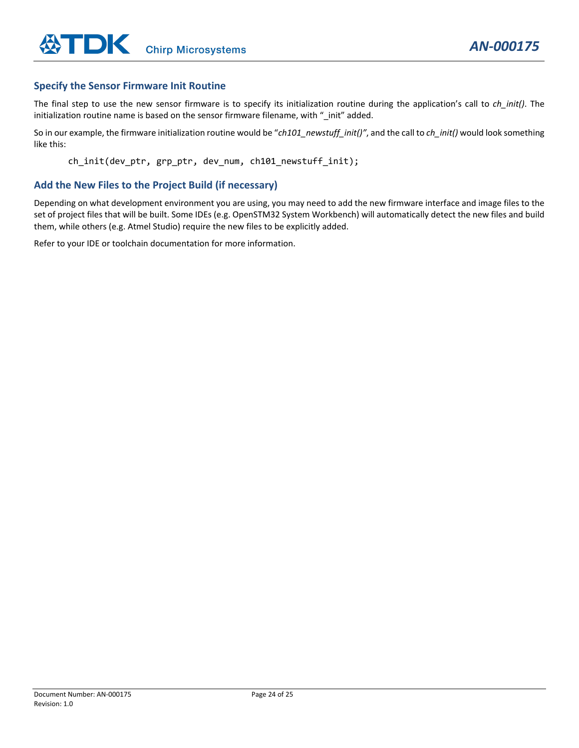## Specify the Sensor Firmware Init Routine

The final step to use the new sensor firmware is to specify its initialization routine during the application's call to *ch_init()*. The initialization routine name is based on the sensor firmware filename, with "_init" added.

So in our example, the firmware initialization routine would be "*ch101_newstuff_init()"*, and the call to *ch_init()* would look something like this:

```
ch_init(dev_ptr, grp_ptr, dev_num, ch101_newstuff_init);
```

## Add the New Files to the Project Build (if necessary)

Depending on what development environment you are using, you may need to add the new firmware interface and image files to the set of project files that will be built. Some IDEs (e.g. OpenSTM32 System Workbench) will automatically detect the new files and build them, while others (e.g. Atmel Studio) require the new files to be explicitly added.

Refer to your IDE or toolchain documentation for more information.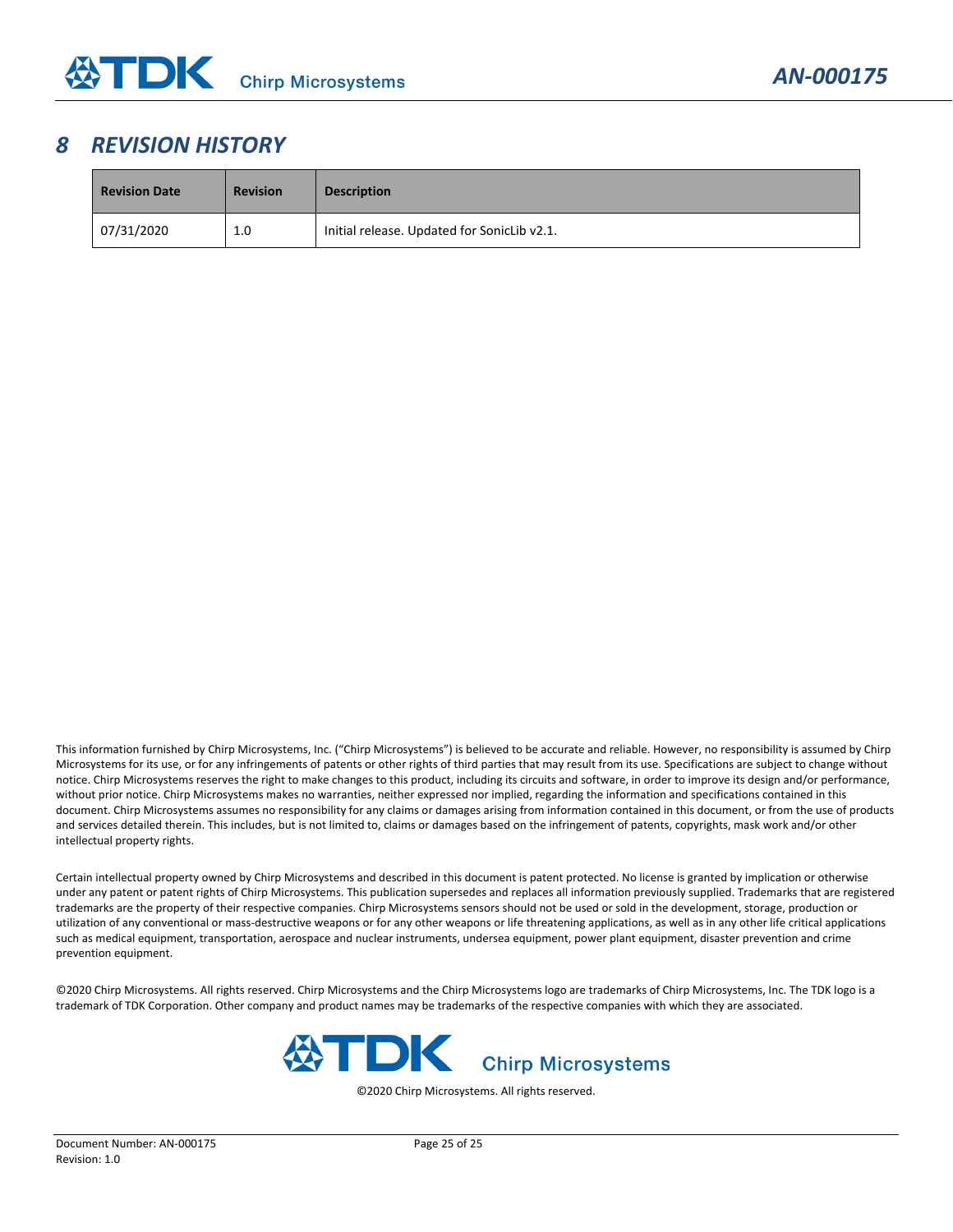# 8 REVISION HISTORY

| Revision Date | Revision | Description |
|---|---|---|
| 07/31/2020 | 1.0 | Initial release. Updated for SonicLib v2.1. |

This information furnished by Chirp Microsystems, Inc. ("Chirp Microsystems") is believed to be accurate and reliable. However, no responsibility is assumed by Chirp Microsystems for its use, or for any infringements of patents or other rights of third parties that may result from its use. Specifications are subject to change without notice. Chirp Microsystems reserves the right to make changes to this product, including its circuits and software, in order to improve its design and/or performance, without prior notice. Chirp Microsystems makes no warranties, neither expressed nor implied, regarding the information and specifications contained in this document. Chirp Microsystems assumes no responsibility for any claims or damages arising from information contained in this document, or from the use of products and services detailed therein. This includes, but is not limited to, claims or damages based on the infringement of patents, copyrights, mask work and/or other intellectual property rights.

Certain intellectual property owned by Chirp Microsystems and described in this document is patent protected. No license is granted by implication or otherwise under any patent or patent rights of Chirp Microsystems. This publication supersedes and replaces all information previously supplied. Trademarks that are registered trademarks are the property of their respective companies. Chirp Microsystems sensors should not be used or sold in the development, storage, production or utilization of any conventional or mass-destructive weapons or for any other weapons or life threatening applications, as well as in any other life critical applications such as medical equipment, transportation, aerospace and nuclear instruments, undersea equipment, power plant equipment, disaster prevention and crime prevention equipment.

©2020 Chirp Microsystems. All rights reserved. Chirp Microsystems and the Chirp Microsystems logo are trademarks of Chirp Microsystems, Inc. The TDK logo is a trademark of TDK Corporation. Other company and product names may be trademarks of the respective companies with which they are associated.

TDK Chirp Microsystems

©2020 Chirp Microsystems. All rights reserved.